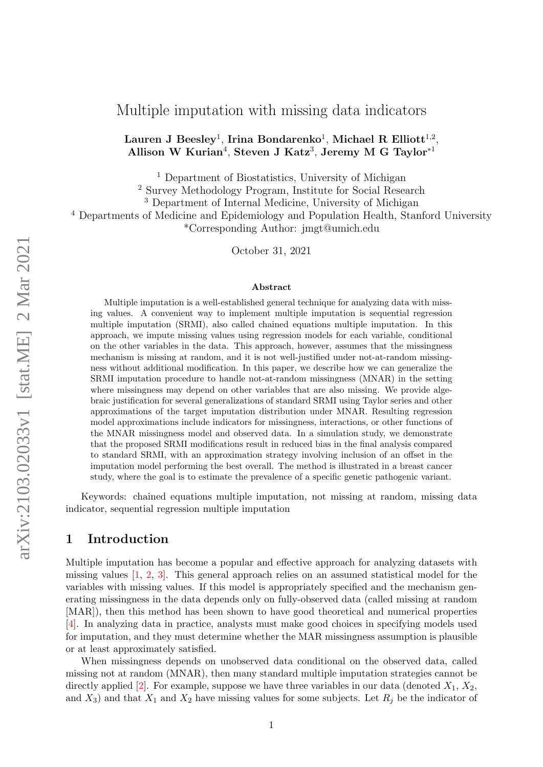# Multiple imputation with missing data indicators

**Lauren J Beesley**[1], **Irina Bondarenko**[1], **Michael R Elliott**[1,2], **Allison W Kurian**[4], **Steven J Katz**[3], **Jeremy M G Taylor**[*1]

[1] Department of Biostatistics, University of Michigan
[2] Survey Methodology Program, Institute for Social Research
[3] Department of Internal Medicine, University of Michigan
[4] Departments of Medicine and Epidemiology and Population Health, Stanford University
*Corresponding Author: jmgt@umich.edu

October 31, 2021

## Abstract

Multiple imputation is a well-established general technique for analyzing data with missing values. A convenient way to implement multiple imputation is sequential regression multiple imputation (SRMI), also called chained equations multiple imputation. In this approach, we impute missing values using regression models for each variable, conditional on the other variables in the data. This approach, however, assumes that the missingness mechanism is missing at random, and it is not well-justified under not-at-random missingness without additional modification. In this paper, we describe how we can generalize the SRMI imputation procedure to handle not-at-random missingness (MNAR) in the setting where missingness may depend on other variables that are also missing. We provide algebraic justification for several generalizations of standard SRMI using Taylor series and other approximations of the target imputation distribution under MNAR. Resulting regression model approximations include indicators for missingness, interactions, or other functions of the MNAR missingness model and observed data. In a simulation study, we demonstrate that the proposed SRMI modifications result in reduced bias in the final analysis compared to standard SRMI, with an approximation strategy involving inclusion of an offset in the imputation model performing the best overall. The method is illustrated in a breast cancer study, where the goal is to estimate the prevalence of a specific genetic pathogenic variant.

Keywords: chained equations multiple imputation, not missing at random, missing data indicator, sequential regression multiple imputation

## 1 Introduction

Multiple imputation has become a popular and effective approach for analyzing datasets with missing values [1, 2, 3]. This general approach relies on an assumed statistical model for the variables with missing values. If this model is appropriately specified and the mechanism generating missingness in the data depends only on fully-observed data (called missing at random [MAR]), then this method has been shown to have good theoretical and numerical properties [4]. In analyzing data in practice, analysts must make good choices in specifying models used for imputation, and they must determine whether the MAR missingness assumption is plausible or at least approximately satisfied.

When missingness depends on unobserved data conditional on the observed data, called missing not at random (MNAR), then many standard multiple imputation strategies cannot be directly applied [2]. For example, suppose we have three variables in our data (denoted $X_1$, $X_2$, and $X_3$) and that $X_1$ and $X_2$ have missing values for some subjects. Let $R_j$ be the indicator of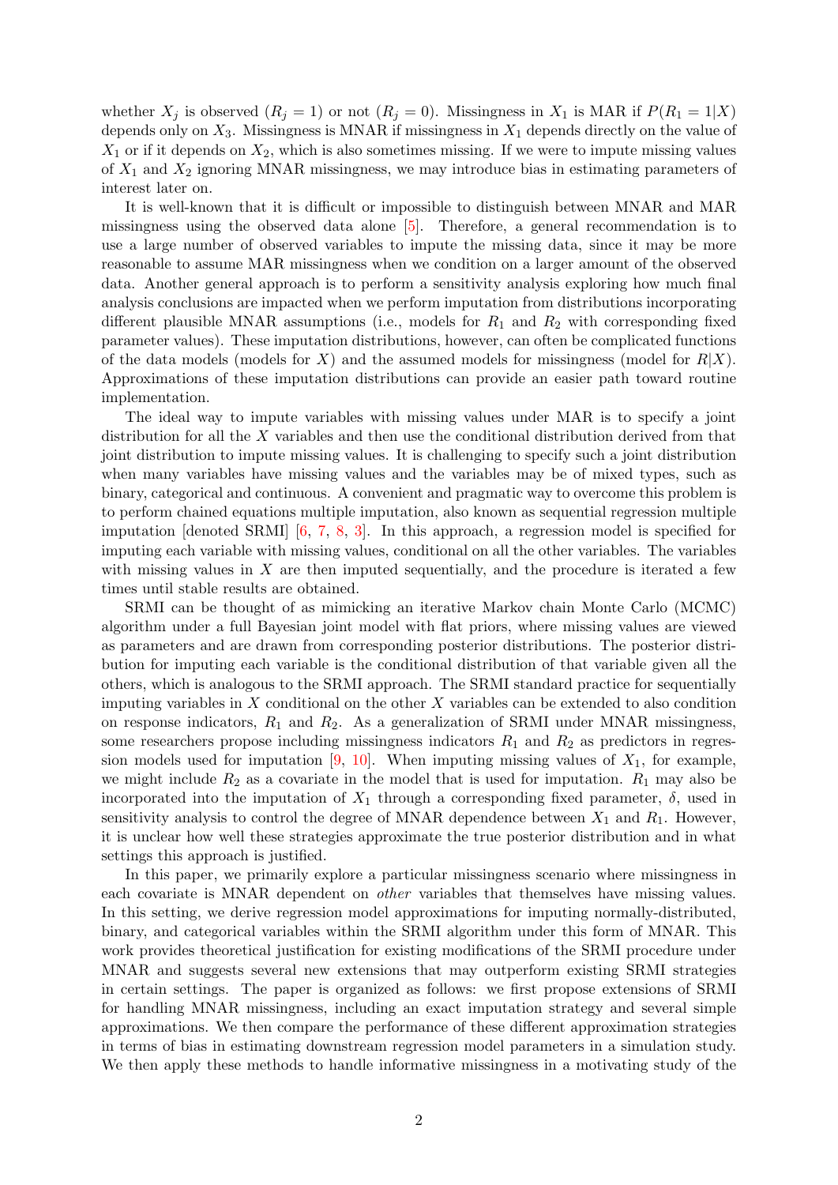whether $X_j$ is observed ($R_j = 1$) or not ($R_j = 0$). Missingness in $X_1$ is MAR if $P(R_1 = 1|X)$ depends only on $X_3$. Missingness is MNAR if missingness in $X_1$ depends directly on the value of $X_1$ or if it depends on $X_2$, which is also sometimes missing. If we were to impute missing values of $X_1$ and $X_2$ ignoring MNAR missingness, we may introduce bias in estimating parameters of interest later on.

It is well-known that it is difficult or impossible to distinguish between MNAR and MAR missingness using the observed data alone [5]. Therefore, a general recommendation is to use a large number of observed variables to impute the missing data, since it may be more reasonable to assume MAR missingness when we condition on a larger amount of the observed data. Another general approach is to perform a sensitivity analysis exploring how much final analysis conclusions are impacted when we perform imputation from distributions incorporating different plausible MNAR assumptions (i.e., models for $R_1$ and $R_2$ with corresponding fixed parameter values). These imputation distributions, however, can often be complicated functions of the data models (models for $X$) and the assumed models for missingness (model for $R|X$). Approximations of these imputation distributions can provide an easier path toward routine implementation.

The ideal way to impute variables with missing values under MAR is to specify a joint distribution for all the $X$ variables and then use the conditional distribution derived from that joint distribution to impute missing values. It is challenging to specify such a joint distribution when many variables have missing values and the variables may be of mixed types, such as binary, categorical and continuous. A convenient and pragmatic way to overcome this problem is to perform chained equations multiple imputation, also known as sequential regression multiple imputation [denoted SRMI] [6, 7, 8, 3]. In this approach, a regression model is specified for imputing each variable with missing values, conditional on all the other variables. The variables with missing values in $X$ are then imputed sequentially, and the procedure is iterated a few times until stable results are obtained.

SRMI can be thought of as mimicking an iterative Markov chain Monte Carlo (MCMC) algorithm under a full Bayesian joint model with flat priors, where missing values are viewed as parameters and are drawn from corresponding posterior distributions. The posterior distribution for imputing each variable is the conditional distribution of that variable given all the others, which is analogous to the SRMI approach. The SRMI standard practice for sequentially imputing variables in $X$ conditional on the other $X$ variables can be extended to also condition on response indicators, $R_1$ and $R_2$. As a generalization of SRMI under MNAR missingness, some researchers propose including missingness indicators $R_1$ and $R_2$ as predictors in regression models used for imputation [9, 10]. When imputing missing values of $X_1$, for example, we might include $R_2$ as a covariate in the model that is used for imputation. $R_1$ may also be incorporated into the imputation of $X_1$ through a corresponding fixed parameter, $\delta$, used in sensitivity analysis to control the degree of MNAR dependence between $X_1$ and $R_1$. However, it is unclear how well these strategies approximate the true posterior distribution and in what settings this approach is justified.

In this paper, we primarily explore a particular missingness scenario where missingness in each covariate is MNAR dependent on *other* variables that themselves have missing values. In this setting, we derive regression model approximations for imputing normally-distributed, binary, and categorical variables within the SRMI algorithm under this form of MNAR. This work provides theoretical justification for existing modifications of the SRMI procedure under MNAR and suggests several new extensions that may outperform existing SRMI strategies in certain settings. The paper is organized as follows: we first propose extensions of SRMI for handling MNAR missingness, including an exact imputation strategy and several simple approximations. We then compare the performance of these different approximation strategies in terms of bias in estimating downstream regression model parameters in a simulation study. We then apply these methods to handle informative missingness in a motivating study of the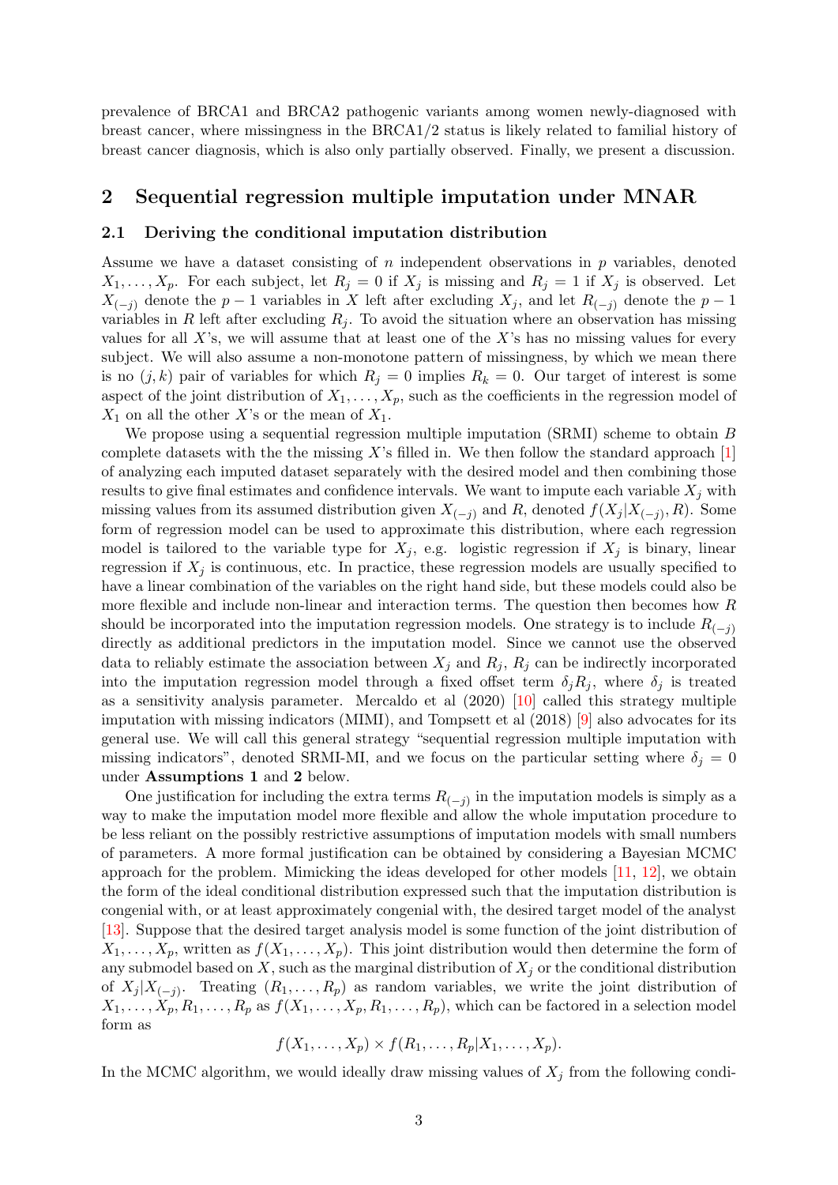prevalence of BRCA1 and BRCA2 pathogenic variants among women newly-diagnosed with breast cancer, where missingness in the BRCA1/2 status is likely related to familial history of breast cancer diagnosis, which is also only partially observed. Finally, we present a discussion.

## 2 Sequential regression multiple imputation under MNAR

### 2.1 Deriving the conditional imputation distribution

Assume we have a dataset consisting of $n$ independent observations in $p$ variables, denoted $X_1, \ldots, X_p$. For each subject, let $R_j = 0$ if $X_j$ is missing and $R_j = 1$ if $X_j$ is observed. Let $X_{(-j)}$ denote the $p-1$ variables in $X$ left after excluding $X_j$, and let $R_{(-j)}$ denote the $p-1$ variables in $R$ left after excluding $R_j$. To avoid the situation where an observation has missing values for all $X$'s, we will assume that at least one of the $X$'s has no missing values for every subject. We will also assume a non-monotone pattern of missingness, by which we mean there is no $(j,k)$ pair of variables for which $R_j = 0$ implies $R_k = 0$. Our target of interest is some aspect of the joint distribution of $X_1, \ldots, X_p$, such as the coefficients in the regression model of $X_1$ on all the other $X$'s or the mean of $X_1$.

We propose using a sequential regression multiple imputation (SRMI) scheme to obtain $B$ complete datasets with the the missing $X$'s filled in. We then follow the standard approach [1] of analyzing each imputed dataset separately with the desired model and then combining those results to give final estimates and confidence intervals. We want to impute each variable $X_j$ with missing values from its assumed distribution given $X_{(-j)}$ and $R$, denoted $f(X_j|X_{(-j)}, R)$. Some form of regression model can be used to approximate this distribution, where each regression model is tailored to the variable type for $X_j$, e.g. logistic regression if $X_j$ is binary, linear regression if $X_j$ is continuous, etc. In practice, these regression models are usually specified to have a linear combination of the variables on the right hand side, but these models could also be more flexible and include non-linear and interaction terms. The question then becomes how $R$ should be incorporated into the imputation regression models. One strategy is to include $R_{(-j)}$ directly as additional predictors in the imputation model. Since we cannot use the observed data to reliably estimate the association between $X_j$ and $R_j$, $R_j$ can be indirectly incorporated into the imputation regression model through a fixed offset term $\delta_j R_j$, where $\delta_j$ is treated as a sensitivity analysis parameter. Mercaldo et al (2020) [10] called this strategy multiple imputation with missing indicators (MIMI), and Tompsett et al (2018) [9] also advocates for its general use. We will call this general strategy "sequential regression multiple imputation with missing indicators", denoted SRMI-MI, and we focus on the particular setting where $\delta_j = 0$ under **Assumptions 1** and **2** below.

One justification for including the extra terms $R_{(-j)}$ in the imputation models is simply as a way to make the imputation model more flexible and allow the whole imputation procedure to be less reliant on the possibly restrictive assumptions of imputation models with small numbers of parameters. A more formal justification can be obtained by considering a Bayesian MCMC approach for the problem. Mimicking the ideas developed for other models [11, 12], we obtain the form of the ideal conditional distribution expressed such that the imputation distribution is congenial with, or at least approximately congenial with, the desired target model of the analyst [13]. Suppose that the desired target analysis model is some function of the joint distribution of $X_1, \ldots, X_p$, written as $f(X_1, \ldots, X_p)$. This joint distribution would then determine the form of any submodel based on $X$, such as the marginal distribution of $X_j$ or the conditional distribution of $X_j|X_{(-j)}$. Treating $(R_1, \ldots, R_p)$ as random variables, we write the joint distribution of $X_1, \ldots, X_p, R_1, \ldots, R_p$ as $f(X_1, \ldots, X_p, R_1, \ldots, R_p)$, which can be factored in a selection model form as

$$f(X_1, \ldots, X_p) \times f(R_1, \ldots, R_p|X_1, \ldots, X_p).$$

In the MCMC algorithm, we would ideally draw missing values of $X_j$ from the following condi-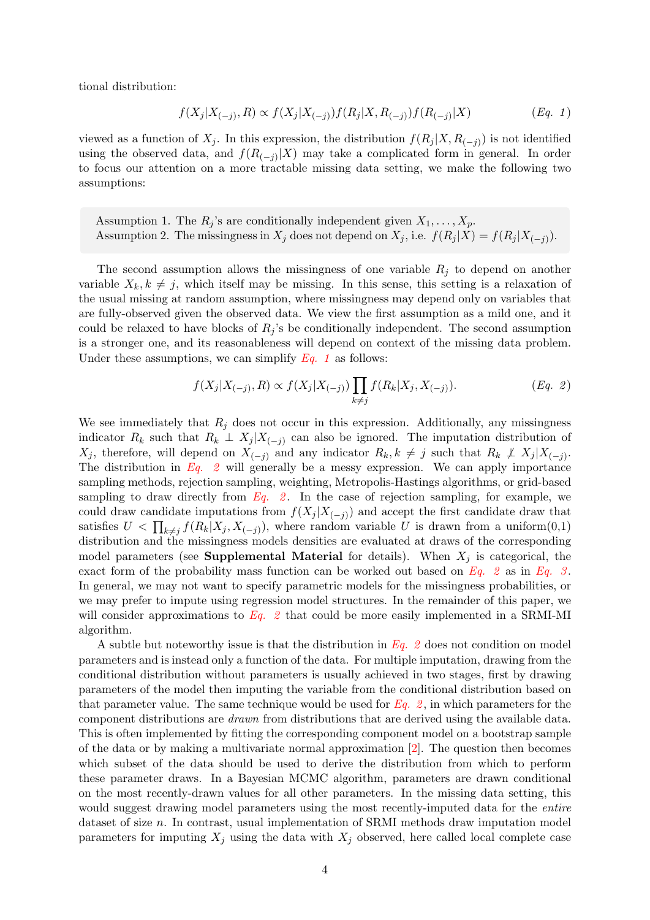tional distribution:

$$f(X_j|X_{(-j)}, R) \propto f(X_j|X_{(-j)})f(R_j|X, R_{(-j)})f(R_{(-j)}|X) \qquad (Eq.\ 1)$$

viewed as a function of $X_j$. In this expression, the distribution $f(R_j|X, R_{(-j)})$ is not identified using the observed data, and $f(R_{(-j)}|X)$ may take a complicated form in general. In order to focus our attention on a more tractable missing data setting, we make the following two assumptions:

> Assumption 1. The $R_j$'s are conditionally independent given $X_1, \ldots, X_p$.
> Assumption 2. The missingness in $X_j$ does not depend on $X_j$, i.e. $f(R_j|X) = f(R_j|X_{(-j)})$.

The second assumption allows the missingness of one variable $R_j$ to depend on another variable $X_k, k \neq j$, which itself may be missing. In this sense, this setting is a relaxation of the usual missing at random assumption, where missingness may depend only on variables that are fully-observed given the observed data. We view the first assumption as a mild one, and it could be relaxed to have blocks of $R_j$'s be conditionally independent. The second assumption is a stronger one, and its reasonableness will depend on context of the missing data problem. Under these assumptions, we can simplify *Eq. 1* as follows:

$$f(X_j|X_{(-j)}, R) \propto f(X_j|X_{(-j)}) \prod_{k \neq j} f(R_k|X_j, X_{(-j)}). \qquad (Eq.\ 2)$$

We see immediately that $R_j$ does not occur in this expression. Additionally, any missingness indicator $R_k$ such that $R_k \perp X_j|X_{(-j)}$ can also be ignored. The imputation distribution of $X_j$, therefore, will depend on $X_{(-j)}$ and any indicator $R_k, k \neq j$ such that $R_k \not\perp X_j|X_{(-j)}$. The distribution in *Eq. 2* will generally be a messy expression. We can apply importance sampling methods, rejection sampling, weighting, Metropolis-Hastings algorithms, or grid-based sampling to draw directly from *Eq. 2*. In the case of rejection sampling, for example, we could draw candidate imputations from $f(X_j|X_{(-j)})$ and accept the first candidate draw that satisfies $U < \prod_{k \neq j} f(R_k|X_j, X_{(-j)})$, where random variable $U$ is drawn from a uniform(0,1) distribution and the missingness models densities are evaluated at draws of the corresponding model parameters (see **Supplemental Material** for details). When $X_j$ is categorical, the exact form of the probability mass function can be worked out based on *Eq. 2* as in *Eq. 3*. In general, we may not want to specify parametric models for the missingness probabilities, or we may prefer to impute using regression model structures. In the remainder of this paper, we will consider approximations to *Eq. 2* that could be more easily implemented in a SRMI-MI algorithm.

A subtle but noteworthy issue is that the distribution in *Eq. 2* does not condition on model parameters and is instead only a function of the data. For multiple imputation, drawing from the conditional distribution without parameters is usually achieved in two stages, first by drawing parameters of the model then imputing the variable from the conditional distribution based on that parameter value. The same technique would be used for *Eq. 2*, in which parameters for the component distributions are *drawn* from distributions that are derived using the available data. This is often implemented by fitting the corresponding component model on a bootstrap sample of the data or by making a multivariate normal approximation [2]. The question then becomes which subset of the data should be used to derive the distribution from which to perform these parameter draws. In a Bayesian MCMC algorithm, parameters are drawn conditional on the most recently-drawn values for all other parameters. In the missing data setting, this would suggest drawing model parameters using the most recently-imputed data for the *entire* dataset of size $n$. In contrast, usual implementation of SRMI methods draw imputation model parameters for imputing $X_j$ using the data with $X_j$ observed, here called local complete case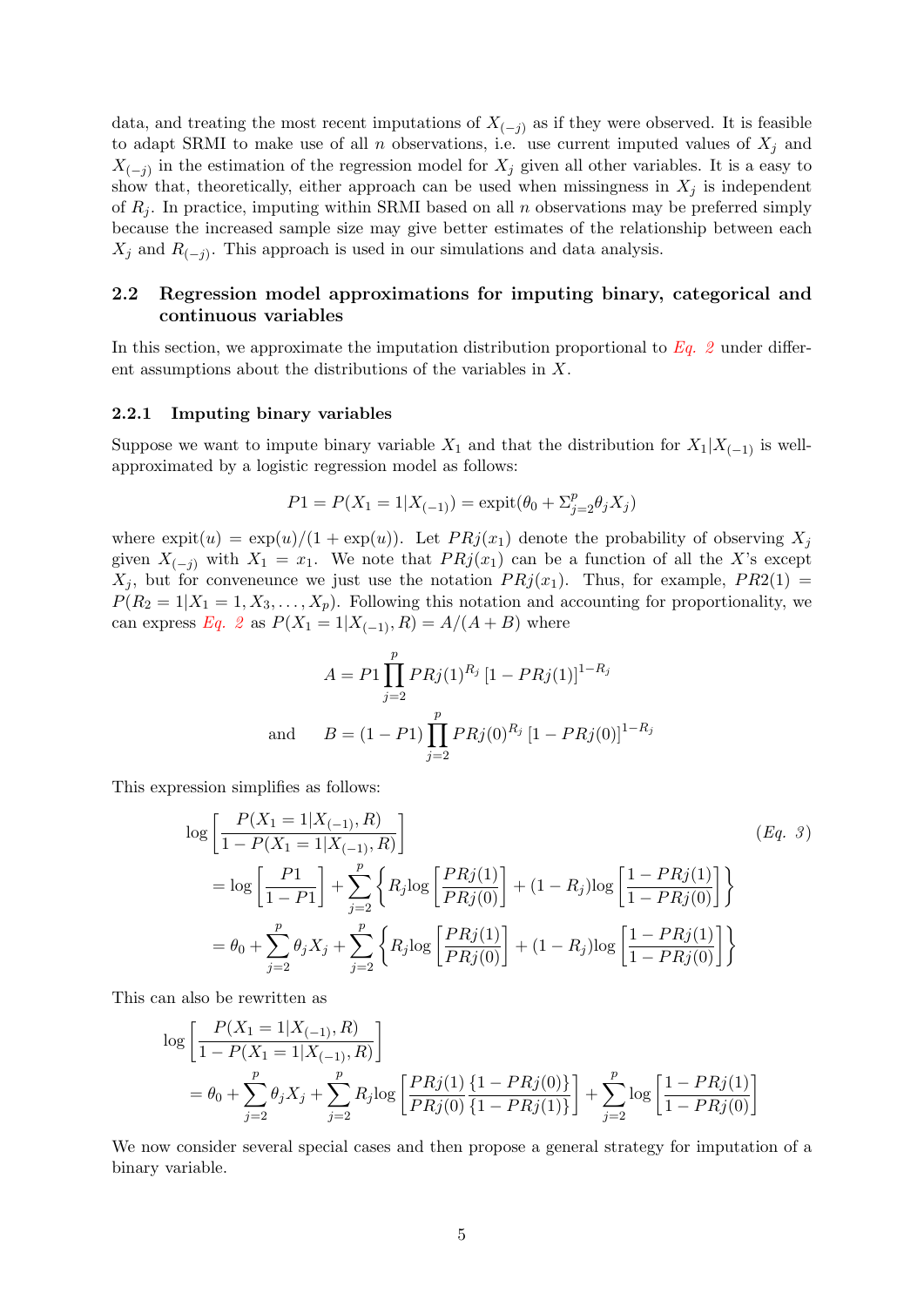data, and treating the most recent imputations of $X_{(-j)}$ as if they were observed. It is feasible to adapt SRMI to make use of all $n$ observations, i.e. use current imputed values of $X_j$ and $X_{(-j)}$ in the estimation of the regression model for $X_j$ given all other variables. It is a easy to show that, theoretically, either approach can be used when missingness in $X_j$ is independent of $R_j$. In practice, imputing within SRMI based on all $n$ observations may be preferred simply because the increased sample size may give better estimates of the relationship between each $X_j$ and $R_{(-j)}$. This approach is used in our simulations and data analysis.

### 2.2 Regression model approximations for imputing binary, categorical and continuous variables

In this section, we approximate the imputation distribution proportional to *Eq. 2* under different assumptions about the distributions of the variables in $X$.

#### 2.2.1 Imputing binary variables

Suppose we want to impute binary variable $X_1$ and that the distribution for $X_1|X_{(-1)}$ is well-approximated by a logistic regression model as follows:

$$P1 = P(X_1 = 1|X_{(-1)}) = \text{expit}(\theta_0 + \Sigma_{j=2}^{p}\theta_j X_j)$$

where $\text{expit}(u) = \exp(u)/(1 + \exp(u))$. Let $PRj(x_1)$ denote the probability of observing $X_j$ given $X_{(-j)}$ with $X_1 = x_1$. We note that $PRj(x_1)$ can be a function of all the $X$'s except $X_j$, but for conveneunce we just use the notation $PRj(x_1)$. Thus, for example, $PR2(1) = P(R_2 = 1|X_1 = 1, X_3, \ldots, X_p)$. Following this notation and accounting for proportionality, we can express *Eq. 2* as $P(X_1 = 1|X_{(-1)}, R) = A/(A + B)$ where

$$A = P1\prod_{j=2}^{p} PRj(1)^{R_j}\left[1 - PRj(1)\right]^{1-R_j}$$

$$\text{and} \qquad B = (1 - P1)\prod_{j=2}^{p} PRj(0)^{R_j}\left[1 - PRj(0)\right]^{1-R_j}$$

This expression simplifies as follows:

$$\begin{aligned}
&\log\left[\frac{P(X_1 = 1|X_{(-1)}, R)}{1 - P(X_1 = 1|X_{(-1)}, R)}\right] && (Eq.\ 3)\\
&= \log\left[\frac{P1}{1 - P1}\right] + \sum_{j=2}^{p}\left\{R_j\log\left[\frac{PRj(1)}{PRj(0)}\right] + (1 - R_j)\log\left[\frac{1 - PRj(1)}{1 - PRj(0)}\right]\right\}\\
&= \theta_0 + \sum_{j=2}^{p}\theta_j X_j + \sum_{j=2}^{p}\left\{R_j\log\left[\frac{PRj(1)}{PRj(0)}\right] + (1 - R_j)\log\left[\frac{1 - PRj(1)}{1 - PRj(0)}\right]\right\}
\end{aligned}$$

This can also be rewritten as

$$\begin{aligned}
&\log\left[\frac{P(X_1 = 1|X_{(-1)}, R)}{1 - P(X_1 = 1|X_{(-1)}, R)}\right]\\
&= \theta_0 + \sum_{j=2}^{p}\theta_j X_j + \sum_{j=2}^{p} R_j\log\left[\frac{PRj(1)\left\{1 - PRj(0)\right\}}{PRj(0)\left\{1 - PRj(1)\right\}}\right] + \sum_{j=2}^{p}\log\left[\frac{1 - PRj(1)}{1 - PRj(0)}\right]
\end{aligned}$$

We now consider several special cases and then propose a general strategy for imputation of a binary variable.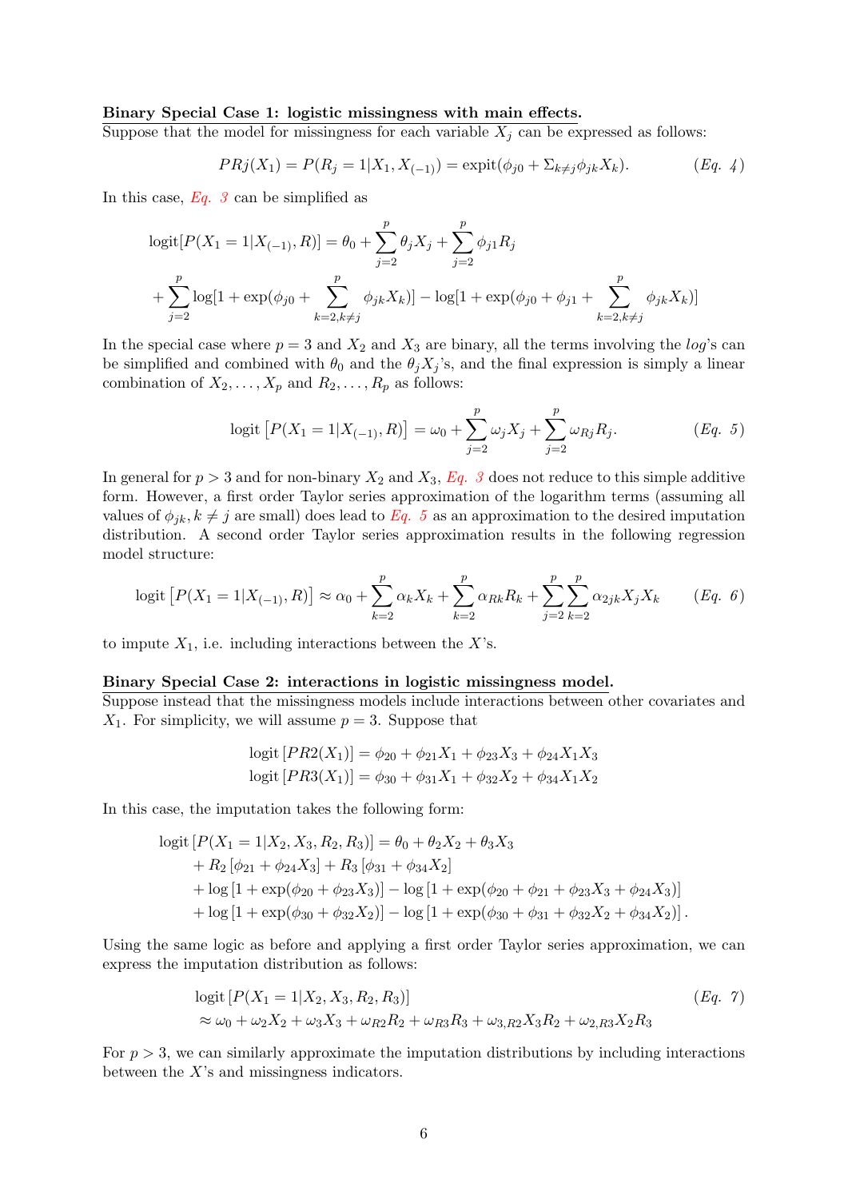**Binary Special Case 1: logistic missingness with main effects.**
Suppose that the model for missingness for each variable $X_j$ can be expressed as follows:

$$PRj(X_1) = P(R_j = 1|X_1, X_{(-1)}) = \text{expit}(\phi_{j0} + \Sigma_{k \neq j}\phi_{jk}X_k). \qquad (Eq.\ 4)$$

In this case, *Eq. 3* can be simplified as

$$\begin{aligned}
\text{logit}[P(X_1 = 1|X_{(-1)}, R)] &= \theta_0 + \sum_{j=2}^{p} \theta_j X_j + \sum_{j=2}^{p} \phi_{j1} R_j \\
&+ \sum_{j=2}^{p} \log[1 + \exp(\phi_{j0} + \sum_{k=2, k\neq j}^{p} \phi_{jk}X_k)] - \log[1 + \exp(\phi_{j0} + \phi_{j1} + \sum_{k=2, k\neq j}^{p} \phi_{jk}X_k)]
\end{aligned}$$

In the special case where $p = 3$ and $X_2$ and $X_3$ are binary, all the terms involving the *log*'s can be simplified and combined with $\theta_0$ and the $\theta_j X_j$'s, and the final expression is simply a linear combination of $X_2, \ldots, X_p$ and $R_2, \ldots, R_p$ as follows:

$$\text{logit}\left[P(X_1 = 1|X_{(-1)}, R)\right] = \omega_0 + \sum_{j=2}^{p} \omega_j X_j + \sum_{j=2}^{p} \omega_{Rj} R_j. \qquad (Eq.\ 5)$$

In general for $p > 3$ and for non-binary $X_2$ and $X_3$, *Eq. 3* does not reduce to this simple additive form. However, a first order Taylor series approximation of the logarithm terms (assuming all values of $\phi_{jk}, k \neq j$ are small) does lead to *Eq. 5* as an approximation to the desired imputation distribution. A second order Taylor series approximation results in the following regression model structure:

$$\text{logit}\left[P(X_1 = 1|X_{(-1)}, R)\right] \approx \alpha_0 + \sum_{k=2}^{p} \alpha_k X_k + \sum_{k=2}^{p} \alpha_{Rk} R_k + \sum_{j=2}^{p}\sum_{k=2}^{p} \alpha_{2jk} X_j X_k \qquad (Eq.\ 6)$$

to impute $X_1$, i.e. including interactions between the $X$'s.

**Binary Special Case 2: interactions in logistic missingness model.**
Suppose instead that the missingness models include interactions between other covariates and $X_1$. For simplicity, we will assume $p = 3$. Suppose that

$$\begin{aligned}
\text{logit}\left[PR2(X_1)\right] &= \phi_{20} + \phi_{21}X_1 + \phi_{23}X_3 + \phi_{24}X_1X_3 \\
\text{logit}\left[PR3(X_1)\right] &= \phi_{30} + \phi_{31}X_1 + \phi_{32}X_2 + \phi_{34}X_1X_2
\end{aligned}$$

In this case, the imputation takes the following form:

$$\begin{aligned}
\text{logit}&\left[P(X_1 = 1|X_2, X_3, R_2, R_3)\right] = \theta_0 + \theta_2 X_2 + \theta_3 X_3 \\
&+ R_2\left[\phi_{21} + \phi_{24}X_3\right] + R_3\left[\phi_{31} + \phi_{34}X_2\right] \\
&+ \log\left[1 + \exp(\phi_{20} + \phi_{23}X_3)\right] - \log\left[1 + \exp(\phi_{20} + \phi_{21} + \phi_{23}X_3 + \phi_{24}X_3)\right] \\
&+ \log\left[1 + \exp(\phi_{30} + \phi_{32}X_2)\right] - \log\left[1 + \exp(\phi_{30} + \phi_{31} + \phi_{32}X_2 + \phi_{34}X_2)\right].
\end{aligned}$$

Using the same logic as before and applying a first order Taylor series approximation, we can express the imputation distribution as follows:

$$\begin{aligned}
&\text{logit}\left[P(X_1 = 1|X_2, X_3, R_2, R_3)\right] \qquad (Eq.\ 7) \\
&\approx \omega_0 + \omega_2 X_2 + \omega_3 X_3 + \omega_{R2} R_2 + \omega_{R3} R_3 + \omega_{3,R2} X_3 R_2 + \omega_{2,R3} X_2 R_3
\end{aligned}$$

For $p > 3$, we can similarly approximate the imputation distributions by including interactions between the $X$'s and missingness indicators.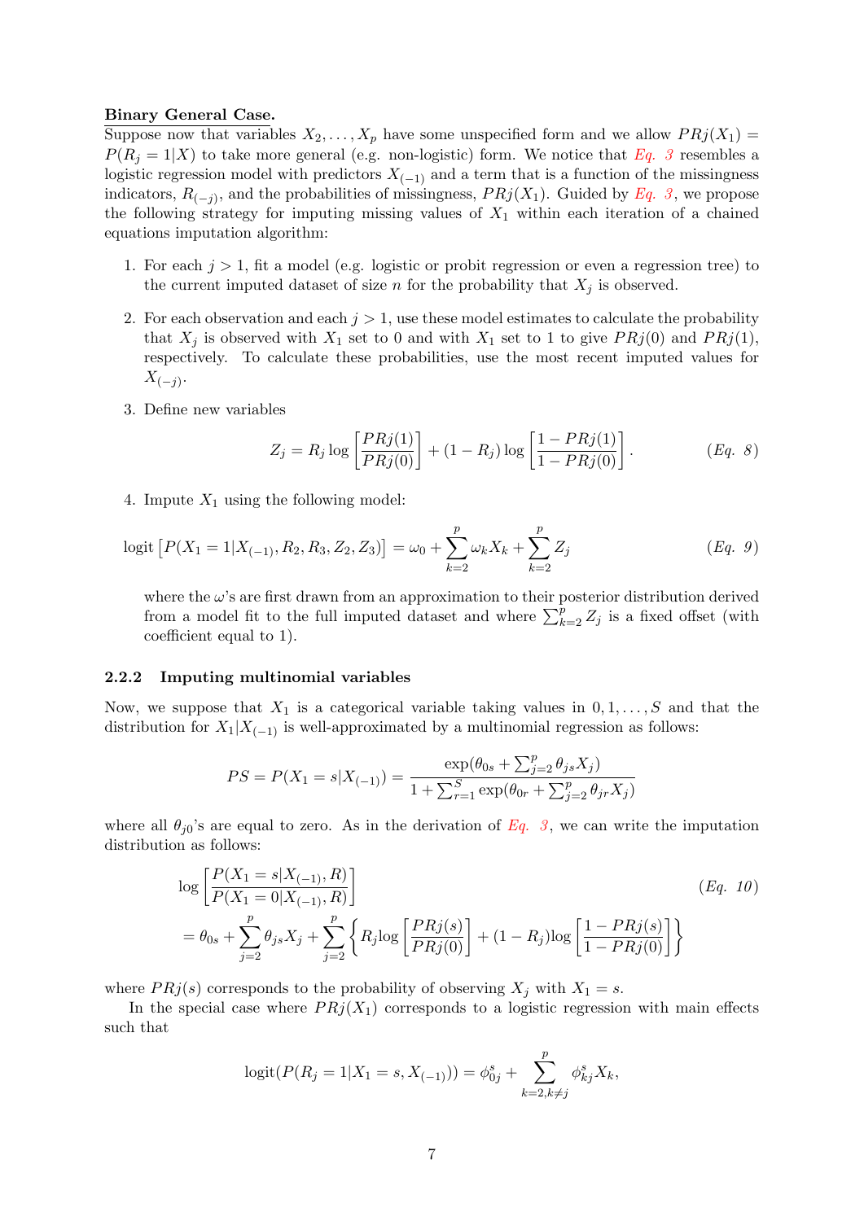**Binary General Case.**

Suppose now that variables $X_2, \ldots, X_p$ have some unspecified form and we allow $PRj(X_1) = P(R_j = 1|X)$ to take more general (e.g. non-logistic) form. We notice that *Eq. 3* resembles a logistic regression model with predictors $X_{(-1)}$ and a term that is a function of the missingness indicators, $R_{(-j)}$, and the probabilities of missingness, $PRj(X_1)$. Guided by *Eq. 3*, we propose the following strategy for imputing missing values of $X_1$ within each iteration of a chained equations imputation algorithm:

1. For each $j > 1$, fit a model (e.g. logistic or probit regression or even a regression tree) to the current imputed dataset of size $n$ for the probability that $X_j$ is observed.

2. For each observation and each $j > 1$, use these model estimates to calculate the probability that $X_j$ is observed with $X_1$ set to 0 and with $X_1$ set to 1 to give $PRj(0)$ and $PRj(1)$, respectively. To calculate these probabilities, use the most recent imputed values for $X_{(-j)}$.

3. Define new variables

$$Z_j = R_j \log\left[\frac{PRj(1)}{PRj(0)}\right] + (1 - R_j)\log\left[\frac{1 - PRj(1)}{1 - PRj(0)}\right]. \qquad (Eq.\ 8)$$

4. Impute $X_1$ using the following model:

$$\text{logit}\left[P(X_1 = 1|X_{(-1)}, R_2, R_3, Z_2, Z_3)\right] = \omega_0 + \sum_{k=2}^{p} \omega_k X_k + \sum_{k=2}^{p} Z_j \qquad (Eq.\ 9)$$

   where the $\omega$'s are first drawn from an approximation to their posterior distribution derived from a model fit to the full imputed dataset and where $\sum_{k=2}^{p} Z_j$ is a fixed offset (with coefficient equal to 1).

### 2.2.2 Imputing multinomial variables

Now, we suppose that $X_1$ is a categorical variable taking values in $0, 1, \ldots, S$ and that the distribution for $X_1|X_{(-1)}$ is well-approximated by a multinomial regression as follows:

$$PS = P(X_1 = s|X_{(-1)}) = \frac{\exp(\theta_{0s} + \sum_{j=2}^{p} \theta_{js} X_j)}{1 + \sum_{r=1}^{S} \exp(\theta_{0r} + \sum_{j=2}^{p} \theta_{jr} X_j)}$$

where all $\theta_{j0}$'s are equal to zero. As in the derivation of *Eq. 3*, we can write the imputation distribution as follows:

$$\log\left[\frac{P(X_1 = s|X_{(-1)}, R)}{P(X_1 = 0|X_{(-1)}, R)}\right] \qquad (Eq.\ 10)$$

$$= \theta_{0s} + \sum_{j=2}^{p} \theta_{js} X_j + \sum_{j=2}^{p} \left\{ R_j \log\left[\frac{PRj(s)}{PRj(0)}\right] + (1 - R_j)\log\left[\frac{1 - PRj(s)}{1 - PRj(0)}\right] \right\}$$

where $PRj(s)$ corresponds to the probability of observing $X_j$ with $X_1 = s$.

In the special case where $PRj(X_1)$ corresponds to a logistic regression with main effects such that

$$\text{logit}(P(R_j = 1|X_1 = s, X_{(-1)})) = \phi_{0j}^{s} + \sum_{k=2, k\neq j}^{p} \phi_{kj}^{s} X_k,$$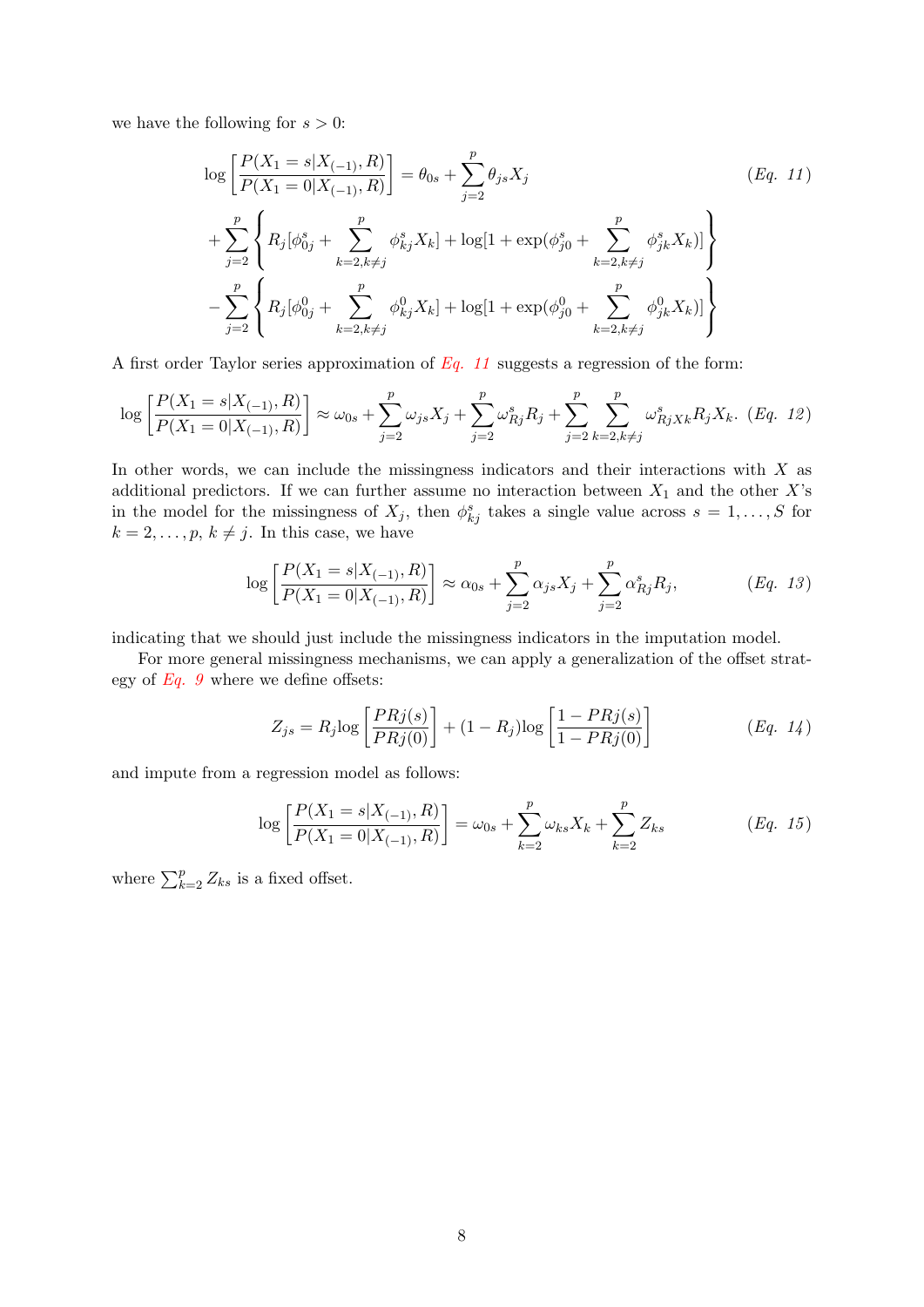we have the following for $s > 0$:

$$\log\left[\frac{P(X_1 = s|X_{(-1)}, R)}{P(X_1 = 0|X_{(-1)}, R)}\right] = \theta_{0s} + \sum_{j=2}^{p} \theta_{js} X_j \qquad (Eq.\ 11)$$

$$+ \sum_{j=2}^{p} \left\{ R_j[\phi_{0j}^s + \sum_{k=2,k\neq j}^{p} \phi_{kj}^s X_k] + \log[1 + \exp(\phi_{j0}^s + \sum_{k=2,k\neq j}^{p} \phi_{jk}^s X_k)] \right\}$$

$$- \sum_{j=2}^{p} \left\{ R_j[\phi_{0j}^0 + \sum_{k=2,k\neq j}^{p} \phi_{kj}^0 X_k] + \log[1 + \exp(\phi_{j0}^0 + \sum_{k=2,k\neq j}^{p} \phi_{jk}^0 X_k)] \right\}$$

A first order Taylor series approximation of *Eq. 11* suggests a regression of the form:

$$\log\left[\frac{P(X_1 = s|X_{(-1)}, R)}{P(X_1 = 0|X_{(-1)}, R)}\right] \approx \omega_{0s} + \sum_{j=2}^{p} \omega_{js} X_j + \sum_{j=2}^{p} \omega_{Rj}^s R_j + \sum_{j=2}^{p} \sum_{k=2,k\neq j}^{p} \omega_{RjXk}^s R_j X_k. \quad (Eq.\ 12)$$

In other words, we can include the missingness indicators and their interactions with $X$ as additional predictors. If we can further assume no interaction between $X_1$ and the other $X$'s in the model for the missingness of $X_j$, then $\phi_{kj}^s$ takes a single value across $s = 1, \ldots, S$ for $k = 2, \ldots, p$, $k \neq j$. In this case, we have

$$\log\left[\frac{P(X_1 = s|X_{(-1)}, R)}{P(X_1 = 0|X_{(-1)}, R)}\right] \approx \alpha_{0s} + \sum_{j=2}^{p} \alpha_{js} X_j + \sum_{j=2}^{p} \alpha_{Rj}^s R_j, \qquad (Eq.\ 13)$$

indicating that we should just include the missingness indicators in the imputation model.

For more general missingness mechanisms, we can apply a generalization of the offset strategy of *Eq. 9* where we define offsets:

$$Z_{js} = R_j \log\left[\frac{PRj(s)}{PRj(0)}\right] + (1 - R_j)\log\left[\frac{1 - PRj(s)}{1 - PRj(0)}\right] \qquad (Eq.\ 14)$$

and impute from a regression model as follows:

$$\log\left[\frac{P(X_1 = s|X_{(-1)}, R)}{P(X_1 = 0|X_{(-1)}, R)}\right] = \omega_{0s} + \sum_{k=2}^{p} \omega_{ks} X_k + \sum_{k=2}^{p} Z_{ks} \qquad (Eq.\ 15)$$

where $\sum_{k=2}^{p} Z_{ks}$ is a fixed offset.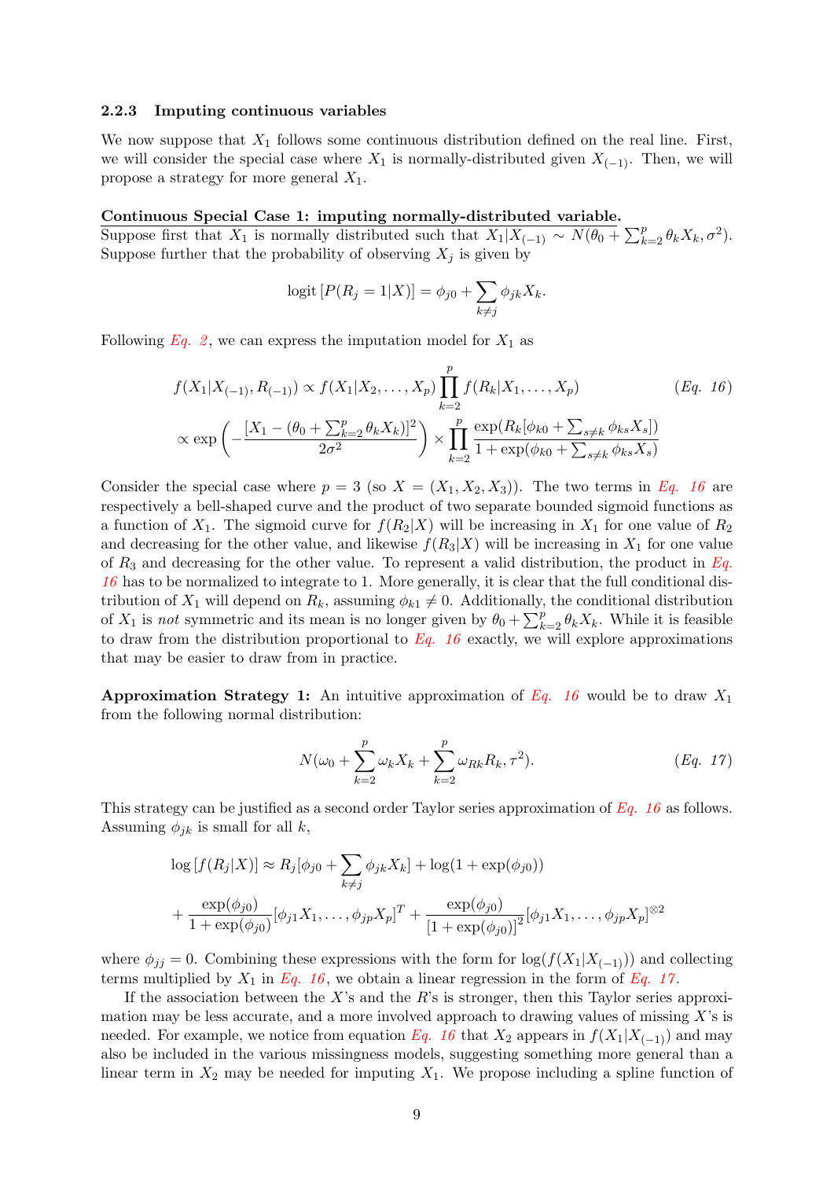### 2.2.3 Imputing continuous variables

We now suppose that $X_1$ follows some continuous distribution defined on the real line. First, we will consider the special case where $X_1$ is normally-distributed given $X_{(-1)}$. Then, we will propose a strategy for more general $X_1$.

**Continuous Special Case 1: imputing normally-distributed variable.**
Suppose first that $X_1$ is normally distributed such that $X_1|X_{(-1)} \sim N(\theta_0 + \sum_{k=2}^{p} \theta_k X_k, \sigma^2)$. Suppose further that the probability of observing $X_j$ is given by

$$\text{logit}\left[P(R_j = 1|X)\right] = \phi_{j0} + \sum_{k \neq j} \phi_{jk} X_k.$$

Following *Eq. 2*, we can express the imputation model for $X_1$ as

$$f(X_1|X_{(-1)}, R_{(-1)}) \propto f(X_1|X_2, \ldots, X_p) \prod_{k=2}^{p} f(R_k|X_1, \ldots, X_p) \qquad (Eq.\ 16)$$
$$\propto \exp\left(-\frac{[X_1 - (\theta_0 + \sum_{k=2}^{p} \theta_k X_k)]^2}{2\sigma^2}\right) \times \prod_{k=2}^{p} \frac{\exp(R_k[\phi_{k0} + \sum_{s \neq k} \phi_{ks} X_s])}{1 + \exp(\phi_{k0} + \sum_{s \neq k} \phi_{ks} X_s)}$$

Consider the special case where $p = 3$ (so $X = (X_1, X_2, X_3)$). The two terms in *Eq. 16* are respectively a bell-shaped curve and the product of two separate bounded sigmoid functions as a function of $X_1$. The sigmoid curve for $f(R_2|X)$ will be increasing in $X_1$ for one value of $R_2$ and decreasing for the other value, and likewise $f(R_3|X)$ will be increasing in $X_1$ for one value of $R_3$ and decreasing for the other value. To represent a valid distribution, the product in *Eq. 16* has to be normalized to integrate to 1. More generally, it is clear that the full conditional distribution of $X_1$ will depend on $R_k$, assuming $\phi_{k1} \neq 0$. Additionally, the conditional distribution of $X_1$ is *not* symmetric and its mean is no longer given by $\theta_0 + \sum_{k=2}^{p} \theta_k X_k$. While it is feasible to draw from the distribution proportional to *Eq. 16* exactly, we will explore approximations that may be easier to draw from in practice.

**Approximation Strategy 1:** An intuitive approximation of *Eq. 16* would be to draw $X_1$ from the following normal distribution:

$$N(\omega_0 + \sum_{k=2}^{p} \omega_k X_k + \sum_{k=2}^{p} \omega_{Rk} R_k, \tau^2). \qquad (Eq.\ 17)$$

This strategy can be justified as a second order Taylor series approximation of *Eq. 16* as follows. Assuming $\phi_{jk}$ is small for all $k$,

$$\log\left[f(R_j|X)\right] \approx R_j[\phi_{j0} + \sum_{k \neq j} \phi_{jk} X_k] + \log(1 + \exp(\phi_{j0}))$$
$$+ \frac{\exp(\phi_{j0})}{1 + \exp(\phi_{j0})}[\phi_{j1} X_1, \ldots, \phi_{jp} X_p]^T + \frac{\exp(\phi_{j0})}{[1 + \exp(\phi_{j0})]^2}[\phi_{j1} X_1, \ldots, \phi_{jp} X_p]^{\otimes 2}$$

where $\phi_{jj} = 0$. Combining these expressions with the form for $\log(f(X_1|X_{(-1)}))$ and collecting terms multiplied by $X_1$ in *Eq. 16*, we obtain a linear regression in the form of *Eq. 17*.

If the association between the $X$'s and the $R$'s is stronger, then this Taylor series approximation may be less accurate, and a more involved approach to drawing values of missing $X$'s is needed. For example, we notice from equation *Eq. 16* that $X_2$ appears in $f(X_1|X_{(-1)})$ and may also be included in the various missingness models, suggesting something more general than a linear term in $X_2$ may be needed for imputing $X_1$. We propose including a spline function of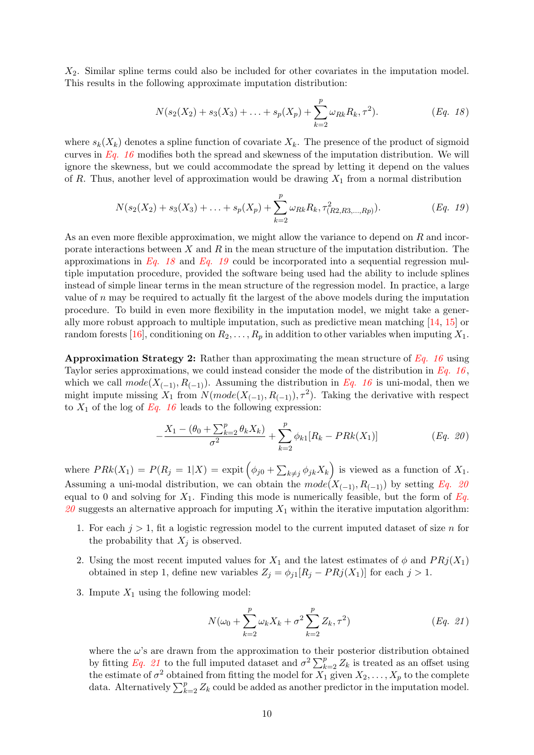$X_2$. Similar spline terms could also be included for other covariates in the imputation model. This results in the following approximate imputation distribution:

$$N(s_2(X_2) + s_3(X_3) + \ldots + s_p(X_p) + \sum_{k=2}^{p} \omega_{Rk} R_k, \tau^2). \qquad (Eq.\ 18)$$

where $s_k(X_k)$ denotes a spline function of covariate $X_k$. The presence of the product of sigmoid curves in *Eq. 16* modifies both the spread and skewness of the imputation distribution. We will ignore the skewness, but we could accommodate the spread by letting it depend on the values of $R$. Thus, another level of approximation would be drawing $X_1$ from a normal distribution

$$N(s_2(X_2) + s_3(X_3) + \ldots + s_p(X_p) + \sum_{k=2}^{p} \omega_{Rk} R_k, \tau^2_{(R2,R3,\ldots,Rp)}). \qquad (Eq.\ 19)$$

As an even more flexible approximation, we might allow the variance to depend on $R$ and incorporate interactions between $X$ and $R$ in the mean structure of the imputation distribution. The approximations in *Eq. 18* and *Eq. 19* could be incorporated into a sequential regression multiple imputation procedure, provided the software being used had the ability to include splines instead of simple linear terms in the mean structure of the regression model. In practice, a large value of $n$ may be required to actually fit the largest of the above models during the imputation procedure. To build in even more flexibility in the imputation model, we might take a generally more robust approach to multiple imputation, such as predictive mean matching [14, 15] or random forests [16], conditioning on $R_2, \ldots, R_p$ in addition to other variables when imputing $X_1$.

**Approximation Strategy 2:** Rather than approximating the mean structure of *Eq. 16* using Taylor series approximations, we could instead consider the mode of the distribution in *Eq. 16*, which we call $mode(X_{(-1)}, R_{(-1)})$. Assuming the distribution in *Eq. 16* is uni-modal, then we might impute missing $X_1$ from $N(mode(X_{(-1)}, R_{(-1)}), \tau^2)$. Taking the derivative with respect to $X_1$ of the log of *Eq. 16* leads to the following expression:

$$-\frac{X_1 - (\theta_0 + \sum_{k=2}^{p} \theta_k X_k)}{\sigma^2} + \sum_{k=2}^{p} \phi_{k1}[R_k - PRk(X_1)] \qquad (Eq.\ 20)$$

where $PRk(X_1) = P(R_j = 1|X) = \text{expit}\left(\phi_{j0} + \sum_{k \neq j} \phi_{jk} X_k\right)$ is viewed as a function of $X_1$. Assuming a uni-modal distribution, we can obtain the $mode(X_{(-1)}, R_{(-1)})$ by setting *Eq. 20* equal to 0 and solving for $X_1$. Finding this mode is numerically feasible, but the form of *Eq. 20* suggests an alternative approach for imputing $X_1$ within the iterative imputation algorithm:

1. For each $j > 1$, fit a logistic regression model to the current imputed dataset of size $n$ for the probability that $X_j$ is observed.
2. Using the most recent imputed values for $X_1$ and the latest estimates of $\phi$ and $PRj(X_1)$ obtained in step 1, define new variables $Z_j = \phi_{j1}[R_j - PRj(X_1)]$ for each $j > 1$.
3. Impute $X_1$ using the following model:

$$N(\omega_0 + \sum_{k=2}^{p} \omega_k X_k + \sigma^2 \sum_{k=2}^{p} Z_k, \tau^2) \qquad (Eq.\ 21)$$

   where the $\omega$'s are drawn from the approximation to their posterior distribution obtained by fitting *Eq. 21* to the full imputed dataset and $\sigma^2 \sum_{k=2}^{p} Z_k$ is treated as an offset using the estimate of $\sigma^2$ obtained from fitting the model for $X_1$ given $X_2, \ldots, X_p$ to the complete data. Alternatively $\sum_{k=2}^{p} Z_k$ could be added as another predictor in the imputation model.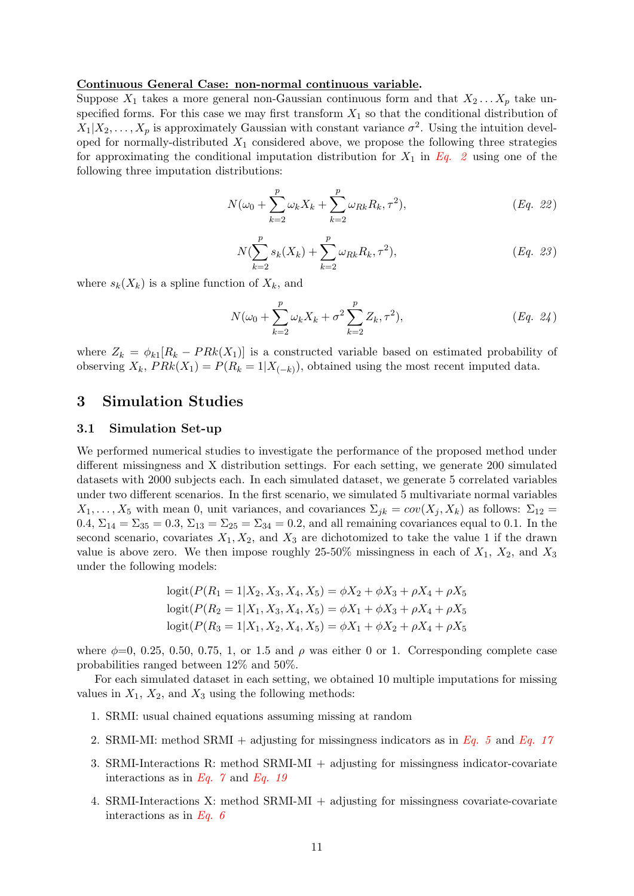**Continuous General Case: non-normal continuous variable.**
Suppose $X_1$ takes a more general non-Gaussian continuous form and that $X_2 \dots X_p$ take unspecified forms. For this case we may first transform $X_1$ so that the conditional distribution of $X_1|X_2, \dots, X_p$ is approximately Gaussian with constant variance $\sigma^2$. Using the intuition developed for normally-distributed $X_1$ considered above, we propose the following three strategies for approximating the conditional imputation distribution for $X_1$ in *Eq. 2* using one of the following three imputation distributions:

$$N(\omega_0 + \sum_{k=2}^{p} \omega_k X_k + \sum_{k=2}^{p} \omega_{Rk} R_k, \tau^2), \qquad (Eq.\ 22)$$

$$N(\sum_{k=2}^{p} s_k(X_k) + \sum_{k=2}^{p} \omega_{Rk} R_k, \tau^2), \qquad (Eq.\ 23)$$

where $s_k(X_k)$ is a spline function of $X_k$, and

$$N(\omega_0 + \sum_{k=2}^{p} \omega_k X_k + \sigma^2 \sum_{k=2}^{p} Z_k, \tau^2), \qquad (Eq.\ 24)$$

where $Z_k = \phi_{k1}[R_k - PRk(X_1)]$ is a constructed variable based on estimated probability of observing $X_k$, $PRk(X_1) = P(R_k = 1|X_{(-k)})$, obtained using the most recent imputed data.

## 3 Simulation Studies

### 3.1 Simulation Set-up

We performed numerical studies to investigate the performance of the proposed method under different missingness and X distribution settings. For each setting, we generate 200 simulated datasets with 2000 subjects each. In each simulated dataset, we generate 5 correlated variables under two different scenarios. In the first scenario, we simulated 5 multivariate normal variables $X_1, \dots, X_5$ with mean 0, unit variances, and covariances $\Sigma_{jk} = cov(X_j, X_k)$ as follows: $\Sigma_{12} = 0.4$, $\Sigma_{14} = \Sigma_{35} = 0.3$, $\Sigma_{13} = \Sigma_{25} = \Sigma_{34} = 0.2$, and all remaining covariances equal to 0.1. In the second scenario, covariates $X_1$, $X_2$, and $X_3$ are dichotomized to take the value 1 if the drawn value is above zero. We then impose roughly 25-50% missingness in each of $X_1$, $X_2$, and $X_3$ under the following models:

$$\text{logit}(P(R_1 = 1|X_2, X_3, X_4, X_5) = \phi X_2 + \phi X_3 + \rho X_4 + \rho X_5$$
$$\text{logit}(P(R_2 = 1|X_1, X_3, X_4, X_5) = \phi X_1 + \phi X_3 + \rho X_4 + \rho X_5$$
$$\text{logit}(P(R_3 = 1|X_1, X_2, X_4, X_5) = \phi X_1 + \phi X_2 + \rho X_4 + \rho X_5$$

where $\phi$=0, 0.25, 0.50, 0.75, 1, or 1.5 and $\rho$ was either 0 or 1. Corresponding complete case probabilities ranged between 12% and 50%.

For each simulated dataset in each setting, we obtained 10 multiple imputations for missing values in $X_1$, $X_2$, and $X_3$ using the following methods:

1. SRMI: usual chained equations assuming missing at random
2. SRMI-MI: method SRMI + adjusting for missingness indicators as in *Eq. 5* and *Eq. 17*
3. SRMI-Interactions R: method SRMI-MI + adjusting for missingness indicator-covariate interactions as in *Eq. 7* and *Eq. 19*
4. SRMI-Interactions X: method SRMI-MI + adjusting for missingness covariate-covariate interactions as in *Eq. 6*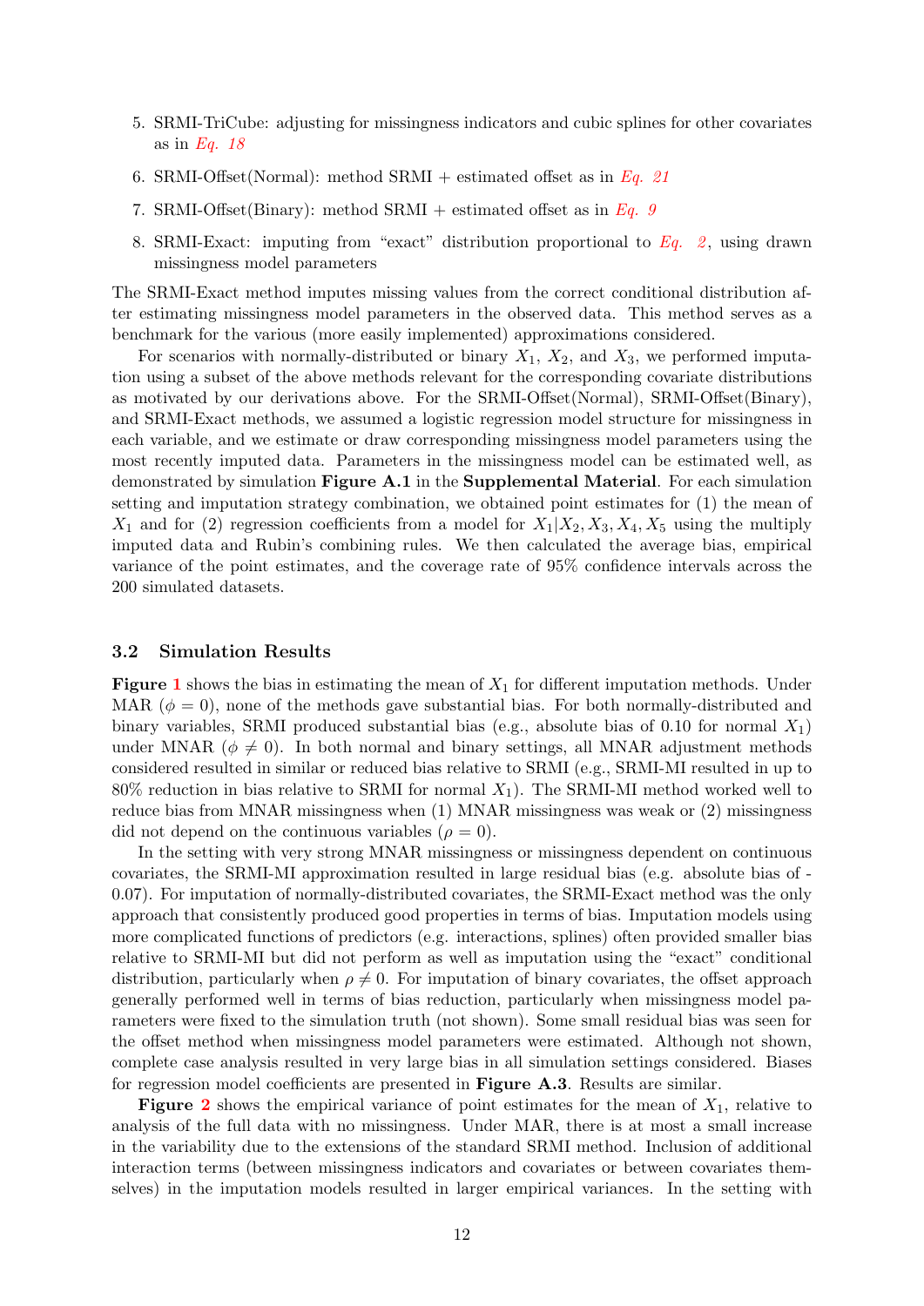5. SRMI-TriCube: adjusting for missingness indicators and cubic splines for other covariates as in *Eq. 18*
6. SRMI-Offset(Normal): method SRMI + estimated offset as in *Eq. 21*
7. SRMI-Offset(Binary): method SRMI + estimated offset as in *Eq. 9*
8. SRMI-Exact: imputing from "exact" distribution proportional to *Eq. 2*, using drawn missingness model parameters

The SRMI-Exact method imputes missing values from the correct conditional distribution after estimating missingness model parameters in the observed data. This method serves as a benchmark for the various (more easily implemented) approximations considered.

For scenarios with normally-distributed or binary $X_1$, $X_2$, and $X_3$, we performed imputation using a subset of the above methods relevant for the corresponding covariate distributions as motivated by our derivations above. For the SRMI-Offset(Normal), SRMI-Offset(Binary), and SRMI-Exact methods, we assumed a logistic regression model structure for missingness in each variable, and we estimate or draw corresponding missingness model parameters using the most recently imputed data. Parameters in the missingness model can be estimated well, as demonstrated by simulation **Figure A.1** in the **Supplemental Material**. For each simulation setting and imputation strategy combination, we obtained point estimates for (1) the mean of $X_1$ and for (2) regression coefficients from a model for $X_1|X_2, X_3, X_4, X_5$ using the multiply imputed data and Rubin's combining rules. We then calculated the average bias, empirical variance of the point estimates, and the coverage rate of 95% confidence intervals across the 200 simulated datasets.

### 3.2 Simulation Results

**Figure 1** shows the bias in estimating the mean of $X_1$ for different imputation methods. Under MAR ($\phi = 0$), none of the methods gave substantial bias. For both normally-distributed and binary variables, SRMI produced substantial bias (e.g., absolute bias of 0.10 for normal $X_1$) under MNAR ($\phi \neq 0$). In both normal and binary settings, all MNAR adjustment methods considered resulted in similar or reduced bias relative to SRMI (e.g., SRMI-MI resulted in up to 80% reduction in bias relative to SRMI for normal $X_1$). The SRMI-MI method worked well to reduce bias from MNAR missingness when (1) MNAR missingness was weak or (2) missingness did not depend on the continuous variables ($\rho = 0$).

In the setting with very strong MNAR missingness or missingness dependent on continuous covariates, the SRMI-MI approximation resulted in large residual bias (e.g. absolute bias of -0.07). For imputation of normally-distributed covariates, the SRMI-Exact method was the only approach that consistently produced good properties in terms of bias. Imputation models using more complicated functions of predictors (e.g. interactions, splines) often provided smaller bias relative to SRMI-MI but did not perform as well as imputation using the "exact" conditional distribution, particularly when $\rho \neq 0$. For imputation of binary covariates, the offset approach generally performed well in terms of bias reduction, particularly when missingness model parameters were fixed to the simulation truth (not shown). Some small residual bias was seen for the offset method when missingness model parameters were estimated. Although not shown, complete case analysis resulted in very large bias in all simulation settings considered. Biases for regression model coefficients are presented in **Figure A.3**. Results are similar.

**Figure 2** shows the empirical variance of point estimates for the mean of $X_1$, relative to analysis of the full data with no missingness. Under MAR, there is at most a small increase in the variability due to the extensions of the standard SRMI method. Inclusion of additional interaction terms (between missingness indicators and covariates or between covariates themselves) in the imputation models resulted in larger empirical variances. In the setting with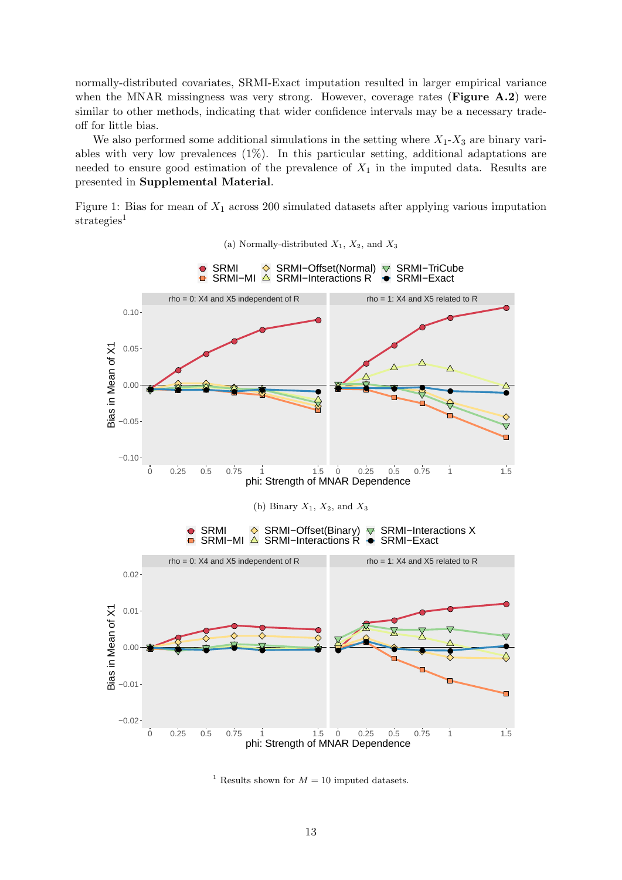normally-distributed covariates, SRMI-Exact imputation resulted in larger empirical variance when the MNAR missingness was very strong. However, coverage rates (**Figure A.2**) were similar to other methods, indicating that wider confidence intervals may be a necessary trade-off for little bias.

We also performed some additional simulations in the setting where $X_1$-$X_3$ are binary variables with very low prevalences (1%). In this particular setting, additional adaptations are needed to ensure good estimation of the prevalence of $X_1$ in the imputed data. Results are presented in **Supplemental Material**.

Figure 1: Bias for mean of $X_1$ across 200 simulated datasets after applying various imputation strategies[1]

(a) Normally-distributed $X_1$, $X_2$, and $X_3$

(b) Binary $X_1$, $X_2$, and $X_3$

[1] Results shown for $M = 10$ imputed datasets.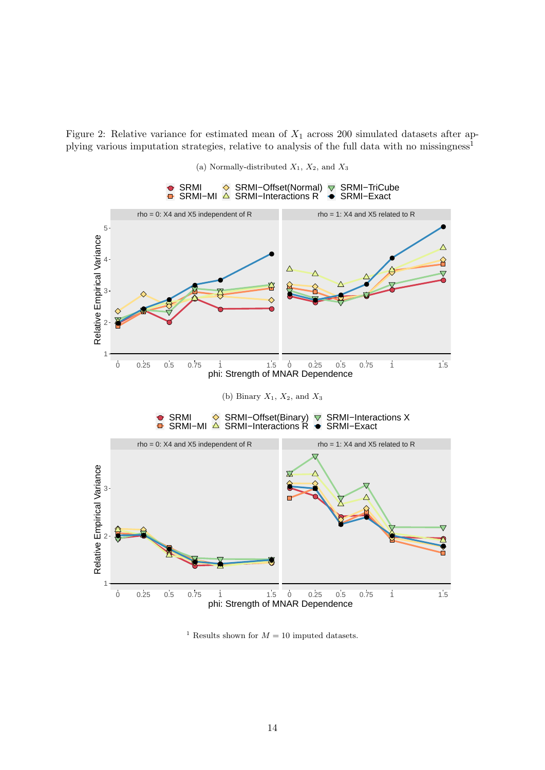Figure 2: Relative variance for estimated mean of $X_1$ across 200 simulated datasets after applying various imputation strategies, relative to analysis of the full data with no missingness[1]

(a) Normally-distributed $X_1$, $X_2$, and $X_3$

(b) Binary $X_1$, $X_2$, and $X_3$

[1] Results shown for $M = 10$ imputed datasets.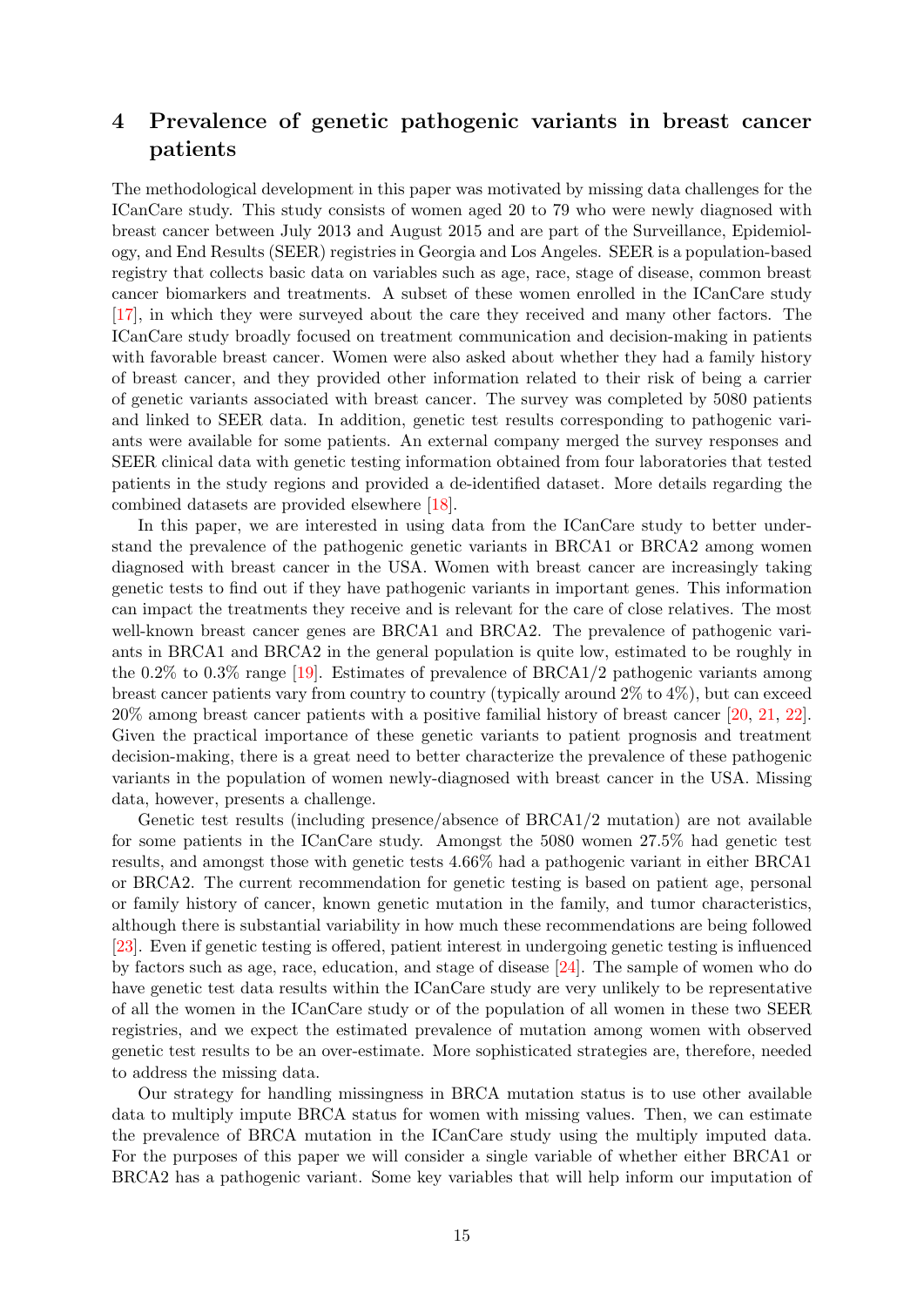# 4 Prevalence of genetic pathogenic variants in breast cancer patients

The methodological development in this paper was motivated by missing data challenges for the ICanCare study. This study consists of women aged 20 to 79 who were newly diagnosed with breast cancer between July 2013 and August 2015 and are part of the Surveillance, Epidemiology, and End Results (SEER) registries in Georgia and Los Angeles. SEER is a population-based registry that collects basic data on variables such as age, race, stage of disease, common breast cancer biomarkers and treatments. A subset of these women enrolled in the ICanCare study [17], in which they were surveyed about the care they received and many other factors. The ICanCare study broadly focused on treatment communication and decision-making in patients with favorable breast cancer. Women were also asked about whether they had a family history of breast cancer, and they provided other information related to their risk of being a carrier of genetic variants associated with breast cancer. The survey was completed by 5080 patients and linked to SEER data. In addition, genetic test results corresponding to pathogenic variants were available for some patients. An external company merged the survey responses and SEER clinical data with genetic testing information obtained from four laboratories that tested patients in the study regions and provided a de-identified dataset. More details regarding the combined datasets are provided elsewhere [18].

In this paper, we are interested in using data from the ICanCare study to better understand the prevalence of the pathogenic genetic variants in BRCA1 or BRCA2 among women diagnosed with breast cancer in the USA. Women with breast cancer are increasingly taking genetic tests to find out if they have pathogenic variants in important genes. This information can impact the treatments they receive and is relevant for the care of close relatives. The most well-known breast cancer genes are BRCA1 and BRCA2. The prevalence of pathogenic variants in BRCA1 and BRCA2 in the general population is quite low, estimated to be roughly in the 0.2% to 0.3% range [19]. Estimates of prevalence of BRCA1/2 pathogenic variants among breast cancer patients vary from country to country (typically around 2% to 4%), but can exceed 20% among breast cancer patients with a positive familial history of breast cancer [20, 21, 22]. Given the practical importance of these genetic variants to patient prognosis and treatment decision-making, there is a great need to better characterize the prevalence of these pathogenic variants in the population of women newly-diagnosed with breast cancer in the USA. Missing data, however, presents a challenge.

Genetic test results (including presence/absence of BRCA1/2 mutation) are not available for some patients in the ICanCare study. Amongst the 5080 women 27.5% had genetic test results, and amongst those with genetic tests 4.66% had a pathogenic variant in either BRCA1 or BRCA2. The current recommendation for genetic testing is based on patient age, personal or family history of cancer, known genetic mutation in the family, and tumor characteristics, although there is substantial variability in how much these recommendations are being followed [23]. Even if genetic testing is offered, patient interest in undergoing genetic testing is influenced by factors such as age, race, education, and stage of disease [24]. The sample of women who do have genetic test data results within the ICanCare study are very unlikely to be representative of all the women in the ICanCare study or of the population of all women in these two SEER registries, and we expect the estimated prevalence of mutation among women with observed genetic test results to be an over-estimate. More sophisticated strategies are, therefore, needed to address the missing data.

Our strategy for handling missingness in BRCA mutation status is to use other available data to multiply impute BRCA status for women with missing values. Then, we can estimate the prevalence of BRCA mutation in the ICanCare study using the multiply imputed data. For the purposes of this paper we will consider a single variable of whether either BRCA1 or BRCA2 has a pathogenic variant. Some key variables that will help inform our imputation of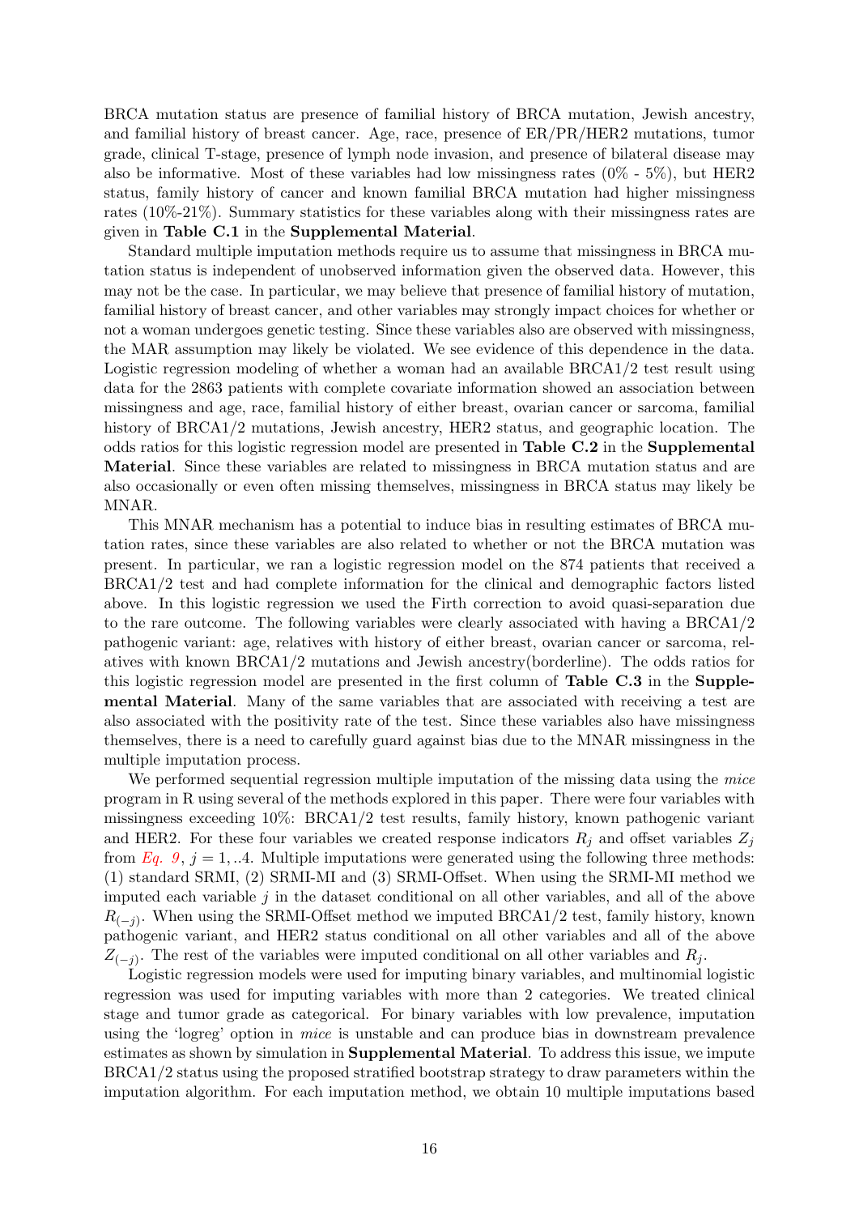BRCA mutation status are presence of familial history of BRCA mutation, Jewish ancestry, and familial history of breast cancer. Age, race, presence of ER/PR/HER2 mutations, tumor grade, clinical T-stage, presence of lymph node invasion, and presence of bilateral disease may also be informative. Most of these variables had low missingness rates (0% - 5%), but HER2 status, family history of cancer and known familial BRCA mutation had higher missingness rates (10%-21%). Summary statistics for these variables along with their missingness rates are given in **Table C.1** in the **Supplemental Material**.

Standard multiple imputation methods require us to assume that missingness in BRCA mutation status is independent of unobserved information given the observed data. However, this may not be the case. In particular, we may believe that presence of familial history of mutation, familial history of breast cancer, and other variables may strongly impact choices for whether or not a woman undergoes genetic testing. Since these variables also are observed with missingness, the MAR assumption may likely be violated. We see evidence of this dependence in the data. Logistic regression modeling of whether a woman had an available BRCA1/2 test result using data for the 2863 patients with complete covariate information showed an association between missingness and age, race, familial history of either breast, ovarian cancer or sarcoma, familial history of BRCA1/2 mutations, Jewish ancestry, HER2 status, and geographic location. The odds ratios for this logistic regression model are presented in **Table C.2** in the **Supplemental Material**. Since these variables are related to missingness in BRCA mutation status and are also occasionally or even often missing themselves, missingness in BRCA status may likely be MNAR.

This MNAR mechanism has a potential to induce bias in resulting estimates of BRCA mutation rates, since these variables are also related to whether or not the BRCA mutation was present. In particular, we ran a logistic regression model on the 874 patients that received a BRCA1/2 test and had complete information for the clinical and demographic factors listed above. In this logistic regression we used the Firth correction to avoid quasi-separation due to the rare outcome. The following variables were clearly associated with having a BRCA1/2 pathogenic variant: age, relatives with history of either breast, ovarian cancer or sarcoma, relatives with known BRCA1/2 mutations and Jewish ancestry(borderline). The odds ratios for this logistic regression model are presented in the first column of **Table C.3** in the **Supplemental Material**. Many of the same variables that are associated with receiving a test are also associated with the positivity rate of the test. Since these variables also have missingness themselves, there is a need to carefully guard against bias due to the MNAR missingness in the multiple imputation process.

We performed sequential regression multiple imputation of the missing data using the *mice* program in R using several of the methods explored in this paper. There were four variables with missingness exceeding 10%: BRCA1/2 test results, family history, known pathogenic variant and HER2. For these four variables we created response indicators $R_j$ and offset variables $Z_j$ from *Eq. 9*, $j = 1, ..4$. Multiple imputations were generated using the following three methods: (1) standard SRMI, (2) SRMI-MI and (3) SRMI-Offset. When using the SRMI-MI method we imputed each variable $j$ in the dataset conditional on all other variables, and all of the above $R_{(-j)}$. When using the SRMI-Offset method we imputed BRCA1/2 test, family history, known pathogenic variant, and HER2 status conditional on all other variables and all of the above $Z_{(-j)}$. The rest of the variables were imputed conditional on all other variables and $R_j$.

Logistic regression models were used for imputing binary variables, and multinomial logistic regression was used for imputing variables with more than 2 categories. We treated clinical stage and tumor grade as categorical. For binary variables with low prevalence, imputation using the 'logreg' option in *mice* is unstable and can produce bias in downstream prevalence estimates as shown by simulation in **Supplemental Material**. To address this issue, we impute BRCA1/2 status using the proposed stratified bootstrap strategy to draw parameters within the imputation algorithm. For each imputation method, we obtain 10 multiple imputations based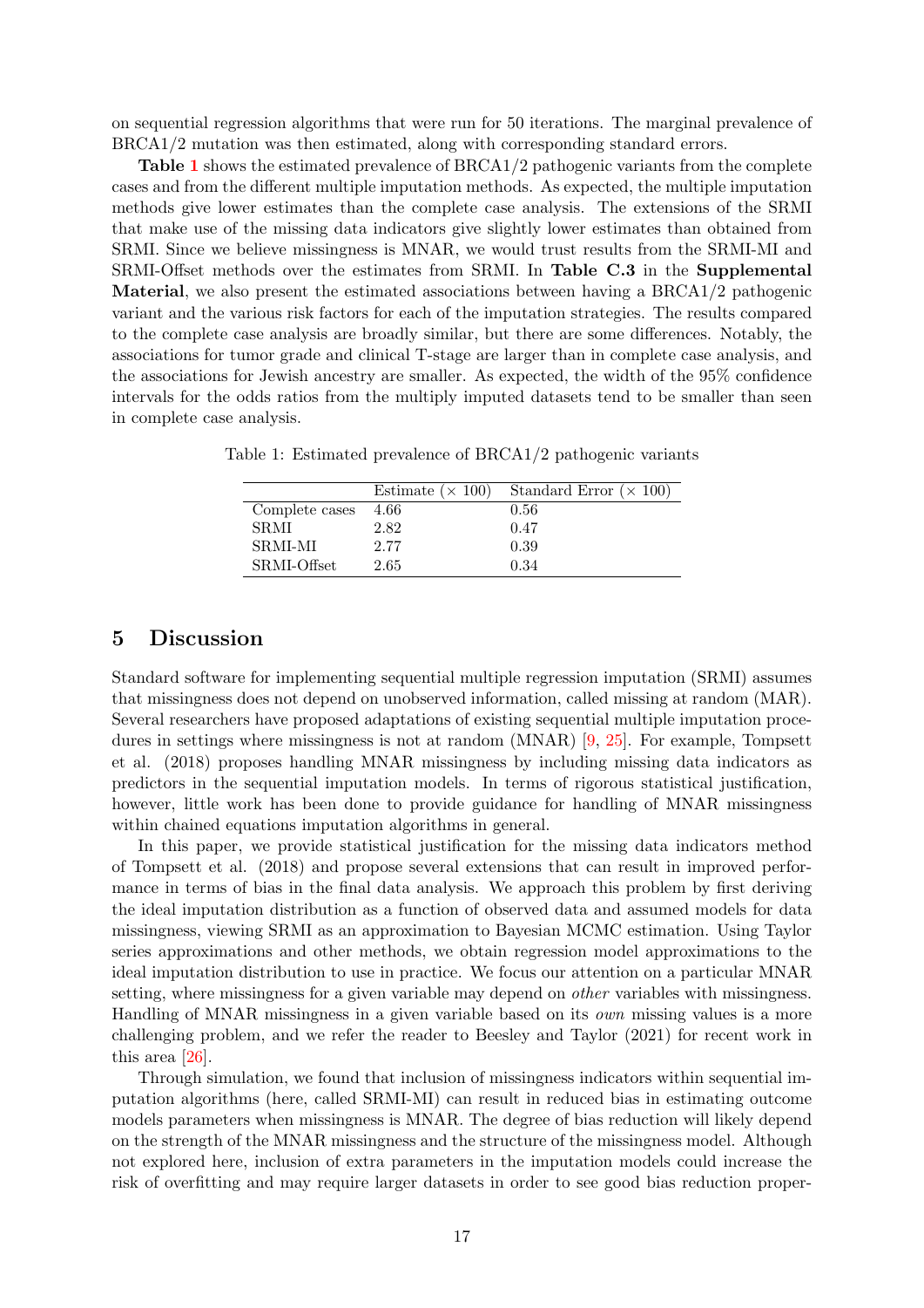on sequential regression algorithms that were run for 50 iterations. The marginal prevalence of BRCA1/2 mutation was then estimated, along with corresponding standard errors.

**Table 1** shows the estimated prevalence of BRCA1/2 pathogenic variants from the complete cases and from the different multiple imputation methods. As expected, the multiple imputation methods give lower estimates than the complete case analysis. The extensions of the SRMI that make use of the missing data indicators give slightly lower estimates than obtained from SRMI. Since we believe missingness is MNAR, we would trust results from the SRMI-MI and SRMI-Offset methods over the estimates from SRMI. In **Table C.3** in the **Supplemental Material**, we also present the estimated associations between having a BRCA1/2 pathogenic variant and the various risk factors for each of the imputation strategies. The results compared to the complete case analysis are broadly similar, but there are some differences. Notably, the associations for tumor grade and clinical T-stage are larger than in complete case analysis, and the associations for Jewish ancestry are smaller. As expected, the width of the 95% confidence intervals for the odds ratios from the multiply imputed datasets tend to be smaller than seen in complete case analysis.

Table 1: Estimated prevalence of BRCA1/2 pathogenic variants

| | Estimate ($\times$ 100) | Standard Error ($\times$ 100) |
|---|---|---|
| Complete cases | 4.66 | 0.56 |
| SRMI | 2.82 | 0.47 |
| SRMI-MI | 2.77 | 0.39 |
| SRMI-Offset | 2.65 | 0.34 |

## 5 Discussion

Standard software for implementing sequential multiple regression imputation (SRMI) assumes that missingness does not depend on unobserved information, called missing at random (MAR). Several researchers have proposed adaptations of existing sequential multiple imputation procedures in settings where missingness is not at random (MNAR) [9, 25]. For example, Tompsett et al. (2018) proposes handling MNAR missingness by including missing data indicators as predictors in the sequential imputation models. In terms of rigorous statistical justification, however, little work has been done to provide guidance for handling of MNAR missingness within chained equations imputation algorithms in general.

In this paper, we provide statistical justification for the missing data indicators method of Tompsett et al. (2018) and propose several extensions that can result in improved performance in terms of bias in the final data analysis. We approach this problem by first deriving the ideal imputation distribution as a function of observed data and assumed models for data missingness, viewing SRMI as an approximation to Bayesian MCMC estimation. Using Taylor series approximations and other methods, we obtain regression model approximations to the ideal imputation distribution to use in practice. We focus our attention on a particular MNAR setting, where missingness for a given variable may depend on *other* variables with missingness. Handling of MNAR missingness in a given variable based on its *own* missing values is a more challenging problem, and we refer the reader to Beesley and Taylor (2021) for recent work in this area [26].

Through simulation, we found that inclusion of missingness indicators within sequential imputation algorithms (here, called SRMI-MI) can result in reduced bias in estimating outcome models parameters when missingness is MNAR. The degree of bias reduction will likely depend on the strength of the MNAR missingness and the structure of the missingness model. Although not explored here, inclusion of extra parameters in the imputation models could increase the risk of overfitting and may require larger datasets in order to see good bias reduction proper-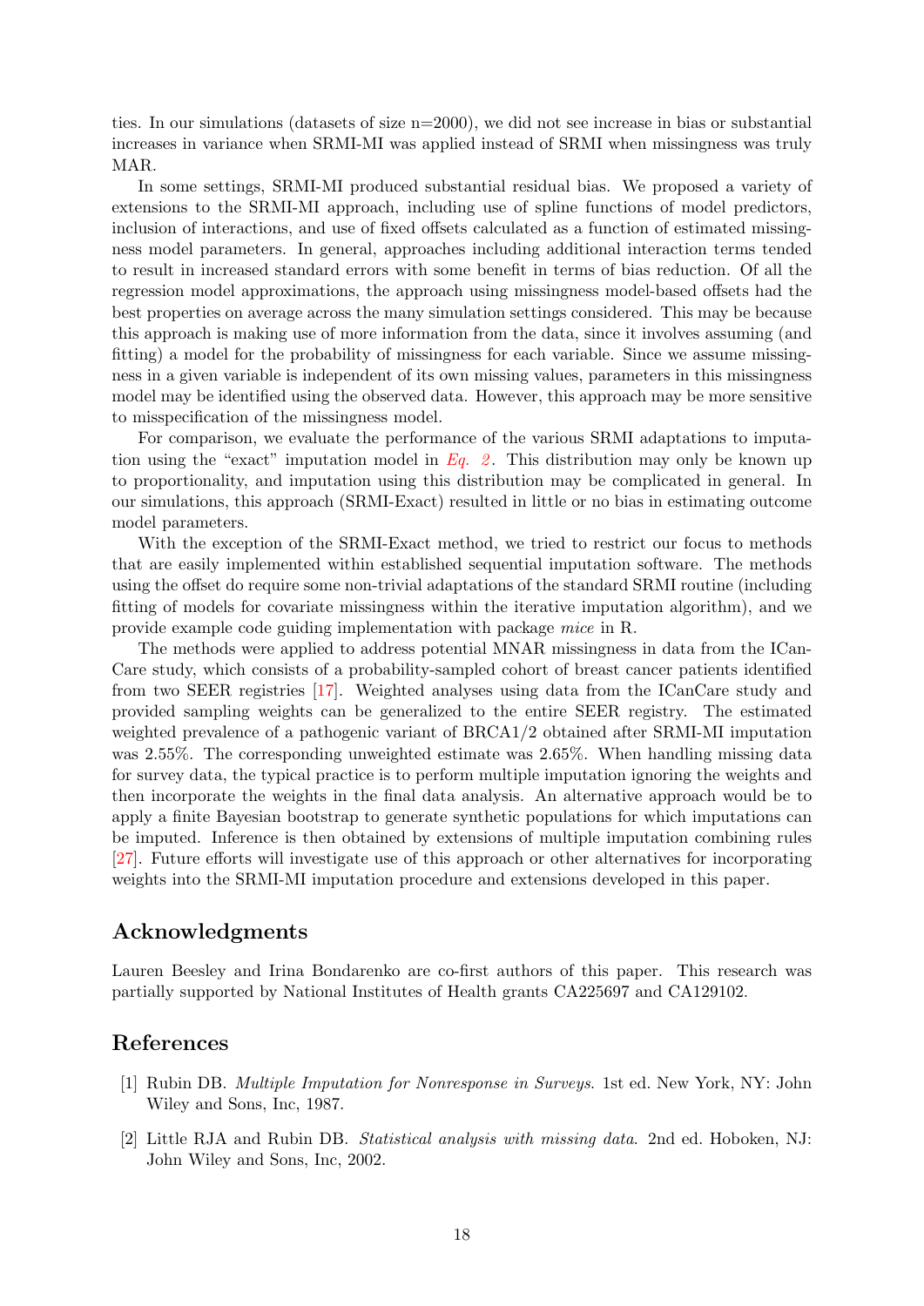ties. In our simulations (datasets of size n=2000), we did not see increase in bias or substantial increases in variance when SRMI-MI was applied instead of SRMI when missingness was truly MAR.

In some settings, SRMI-MI produced substantial residual bias. We proposed a variety of extensions to the SRMI-MI approach, including use of spline functions of model predictors, inclusion of interactions, and use of fixed offsets calculated as a function of estimated missingness model parameters. In general, approaches including additional interaction terms tended to result in increased standard errors with some benefit in terms of bias reduction. Of all the regression model approximations, the approach using missingness model-based offsets had the best properties on average across the many simulation settings considered. This may be because this approach is making use of more information from the data, since it involves assuming (and fitting) a model for the probability of missingness for each variable. Since we assume missingness in a given variable is independent of its own missing values, parameters in this missingness model may be identified using the observed data. However, this approach may be more sensitive to misspecification of the missingness model.

For comparison, we evaluate the performance of the various SRMI adaptations to imputation using the "exact" imputation model in *Eq. 2*. This distribution may only be known up to proportionality, and imputation using this distribution may be complicated in general. In our simulations, this approach (SRMI-Exact) resulted in little or no bias in estimating outcome model parameters.

With the exception of the SRMI-Exact method, we tried to restrict our focus to methods that are easily implemented within established sequential imputation software. The methods using the offset do require some non-trivial adaptations of the standard SRMI routine (including fitting of models for covariate missingness within the iterative imputation algorithm), and we provide example code guiding implementation with package *mice* in R.

The methods were applied to address potential MNAR missingness in data from the ICanCare study, which consists of a probability-sampled cohort of breast cancer patients identified from two SEER registries [17]. Weighted analyses using data from the ICanCare study and provided sampling weights can be generalized to the entire SEER registry. The estimated weighted prevalence of a pathogenic variant of BRCA1/2 obtained after SRMI-MI imputation was 2.55%. The corresponding unweighted estimate was 2.65%. When handling missing data for survey data, the typical practice is to perform multiple imputation ignoring the weights and then incorporate the weights in the final data analysis. An alternative approach would be to apply a finite Bayesian bootstrap to generate synthetic populations for which imputations can be imputed. Inference is then obtained by extensions of multiple imputation combining rules [27]. Future efforts will investigate use of this approach or other alternatives for incorporating weights into the SRMI-MI imputation procedure and extensions developed in this paper.

## Acknowledgments

Lauren Beesley and Irina Bondarenko are co-first authors of this paper. This research was partially supported by National Institutes of Health grants CA225697 and CA129102.

## References

[1] Rubin DB. *Multiple Imputation for Nonresponse in Surveys*. 1st ed. New York, NY: John Wiley and Sons, Inc, 1987.

[2] Little RJA and Rubin DB. *Statistical analysis with missing data*. 2nd ed. Hoboken, NJ: John Wiley and Sons, Inc, 2002.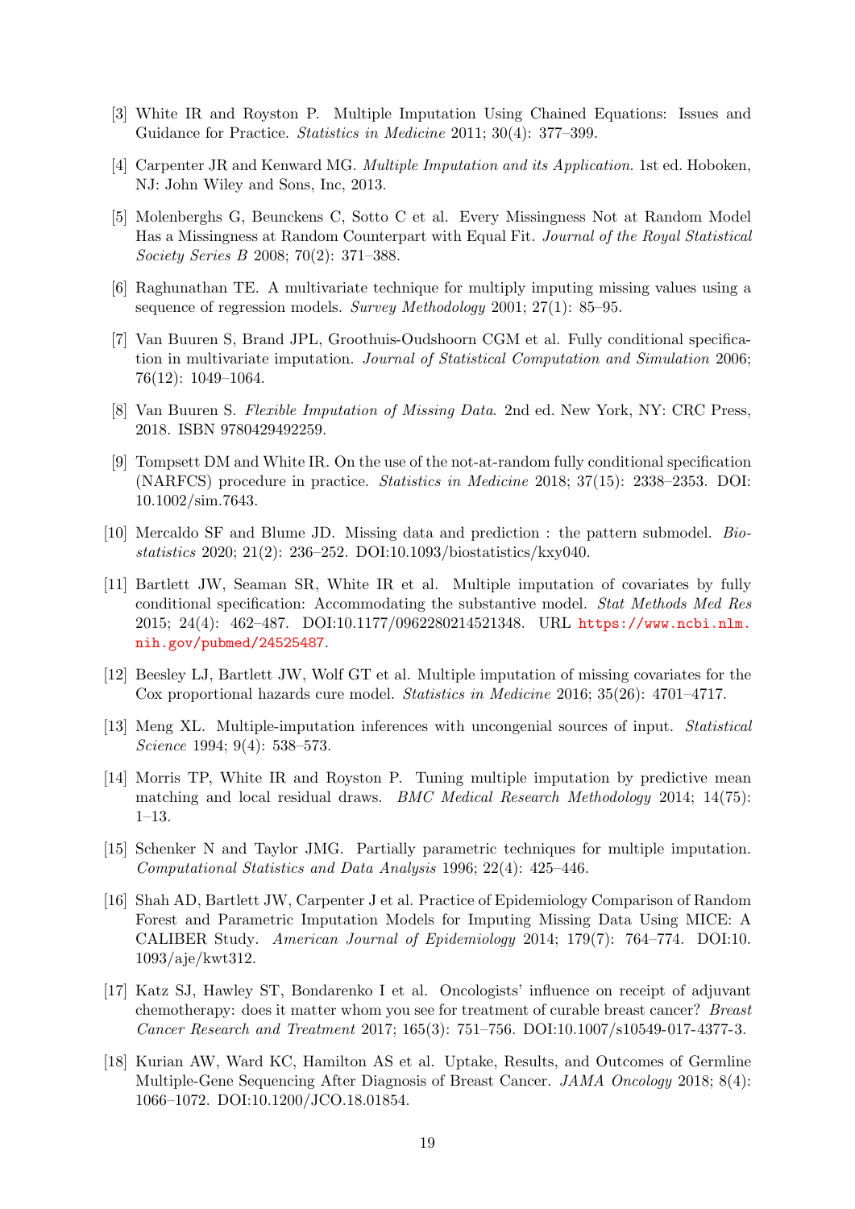[3] White IR and Royston P. Multiple Imputation Using Chained Equations: Issues and Guidance for Practice. *Statistics in Medicine* 2011; 30(4): 377–399.

[4] Carpenter JR and Kenward MG. *Multiple Imputation and its Application*. 1st ed. Hoboken, NJ: John Wiley and Sons, Inc, 2013.

[5] Molenberghs G, Beunckens C, Sotto C et al. Every Missingness Not at Random Model Has a Missingness at Random Counterpart with Equal Fit. *Journal of the Royal Statistical Society Series B* 2008; 70(2): 371–388.

[6] Raghunathan TE. A multivariate technique for multiply imputing missing values using a sequence of regression models. *Survey Methodology* 2001; 27(1): 85–95.

[7] Van Buuren S, Brand JPL, Groothuis-Oudshoorn CGM et al. Fully conditional specification in multivariate imputation. *Journal of Statistical Computation and Simulation* 2006; 76(12): 1049–1064.

[8] Van Buuren S. *Flexible Imputation of Missing Data*. 2nd ed. New York, NY: CRC Press, 2018. ISBN 9780429492259.

[9] Tompsett DM and White IR. On the use of the not-at-random fully conditional specification (NARFCS) procedure in practice. *Statistics in Medicine* 2018; 37(15): 2338–2353. DOI: 10.1002/sim.7643.

[10] Mercaldo SF and Blume JD. Missing data and prediction : the pattern submodel. *Biostatistics* 2020; 21(2): 236–252. DOI:10.1093/biostatistics/kxy040.

[11] Bartlett JW, Seaman SR, White IR et al. Multiple imputation of covariates by fully conditional specification: Accommodating the substantive model. *Stat Methods Med Res* 2015; 24(4): 462–487. DOI:10.1177/0962280214521348. URL https://www.ncbi.nlm.nih.gov/pubmed/24525487.

[12] Beesley LJ, Bartlett JW, Wolf GT et al. Multiple imputation of missing covariates for the Cox proportional hazards cure model. *Statistics in Medicine* 2016; 35(26): 4701–4717.

[13] Meng XL. Multiple-imputation inferences with uncongenial sources of input. *Statistical Science* 1994; 9(4): 538–573.

[14] Morris TP, White IR and Royston P. Tuning multiple imputation by predictive mean matching and local residual draws. *BMC Medical Research Methodology* 2014; 14(75): 1–13.

[15] Schenker N and Taylor JMG. Partially parametric techniques for multiple imputation. *Computational Statistics and Data Analysis* 1996; 22(4): 425–446.

[16] Shah AD, Bartlett JW, Carpenter J et al. Practice of Epidemiology Comparison of Random Forest and Parametric Imputation Models for Imputing Missing Data Using MICE: A CALIBER Study. *American Journal of Epidemiology* 2014; 179(7): 764–774. DOI:10.1093/aje/kwt312.

[17] Katz SJ, Hawley ST, Bondarenko I et al. Oncologists' influence on receipt of adjuvant chemotherapy: does it matter whom you see for treatment of curable breast cancer? *Breast Cancer Research and Treatment* 2017; 165(3): 751–756. DOI:10.1007/s10549-017-4377-3.

[18] Kurian AW, Ward KC, Hamilton AS et al. Uptake, Results, and Outcomes of Germline Multiple-Gene Sequencing After Diagnosis of Breast Cancer. *JAMA Oncology* 2018; 8(4): 1066–1072. DOI:10.1200/JCO.18.01854.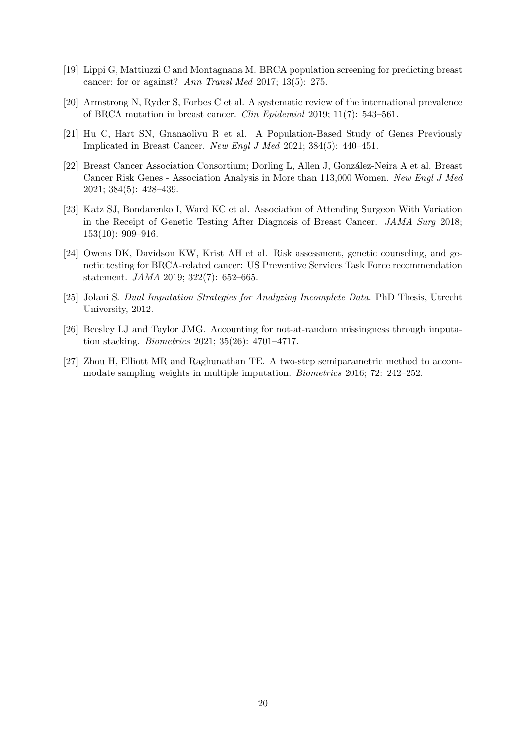[19] Lippi G, Mattiuzzi C and Montagnana M. BRCA population screening for predicting breast cancer: for or against? *Ann Transl Med* 2017; 13(5): 275.

[20] Armstrong N, Ryder S, Forbes C et al. A systematic review of the international prevalence of BRCA mutation in breast cancer. *Clin Epidemiol* 2019; 11(7): 543–561.

[21] Hu C, Hart SN, Gnanaolivu R et al. A Population-Based Study of Genes Previously Implicated in Breast Cancer. *New Engl J Med* 2021; 384(5): 440–451.

[22] Breast Cancer Association Consortium; Dorling L, Allen J, González-Neira A et al. Breast Cancer Risk Genes - Association Analysis in More than 113,000 Women. *New Engl J Med* 2021; 384(5): 428–439.

[23] Katz SJ, Bondarenko I, Ward KC et al. Association of Attending Surgeon With Variation in the Receipt of Genetic Testing After Diagnosis of Breast Cancer. *JAMA Surg* 2018; 153(10): 909–916.

[24] Owens DK, Davidson KW, Krist AH et al. Risk assessment, genetic counseling, and genetic testing for BRCA-related cancer: US Preventive Services Task Force recommendation statement. *JAMA* 2019; 322(7): 652–665.

[25] Jolani S. *Dual Imputation Strategies for Analyzing Incomplete Data*. PhD Thesis, Utrecht University, 2012.

[26] Beesley LJ and Taylor JMG. Accounting for not-at-random missingness through imputation stacking. *Biometrics* 2021; 35(26): 4701–4717.

[27] Zhou H, Elliott MR and Raghunathan TE. A two-step semiparametric method to accommodate sampling weights in multiple imputation. *Biometrics* 2016; 72: 242–252.